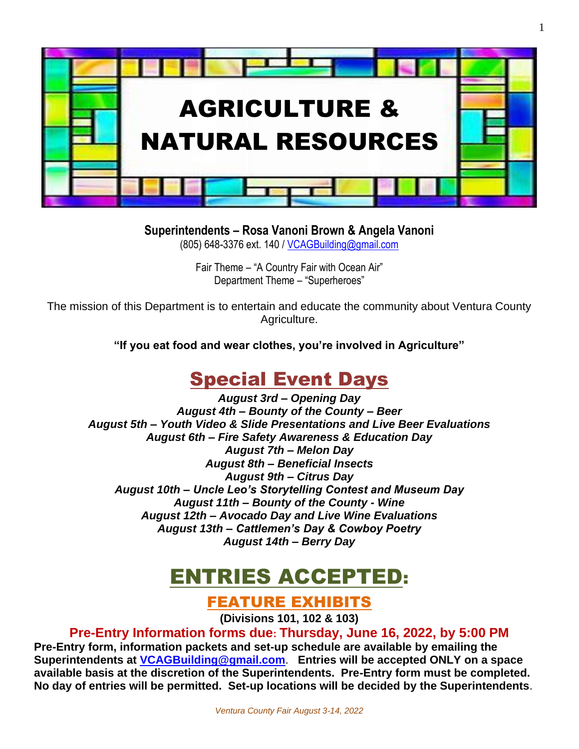# AGRICULTURE & NATURAL RESOURCES

**Superintendents – Rosa Vanoni Brown & Angela Vanoni**
(805) 648-3376 ext. 140 / VCAGBuilding@gmail.com

Fair Theme – "A Country Fair with Ocean Air"
Department Theme – "Superheroes"

The mission of this Department is to entertain and educate the community about Ventura County Agriculture.

**"If you eat food and wear clothes, you're involved in Agriculture"**

## Special Event Days

***August 3rd – Opening Day***
***August 4th – Bounty of the County – Beer***
***August 5th – Youth Video & Slide Presentations and Live Beer Evaluations***
***August 6th – Fire Safety Awareness & Education Day***
***August 7th – Melon Day***
***August 8th – Beneficial Insects***
***August 9th – Citrus Day***
***August 10th – Uncle Leo's Storytelling Contest and Museum Day***
***August 11th – Bounty of the County - Wine***
***August 12th – Avocado Day and Live Wine Evaluations***
***August 13th – Cattlemen's Day & Cowboy Poetry***
***August 14th – Berry Day***

# ENTRIES ACCEPTED:

## FEATURE EXHIBITS

**(Divisions 101, 102 & 103)**

**Pre-Entry Information forms due: Thursday, June 16, 2022, by 5:00 PM**

**Pre-Entry form, information packets and set-up schedule are available by emailing the Superintendents at VCAGBuilding@gmail.com. Entries will be accepted ONLY on a space available basis at the discretion of the Superintendents. Pre-Entry form must be completed. No day of entries will be permitted. Set-up locations will be decided by the Superintendents.**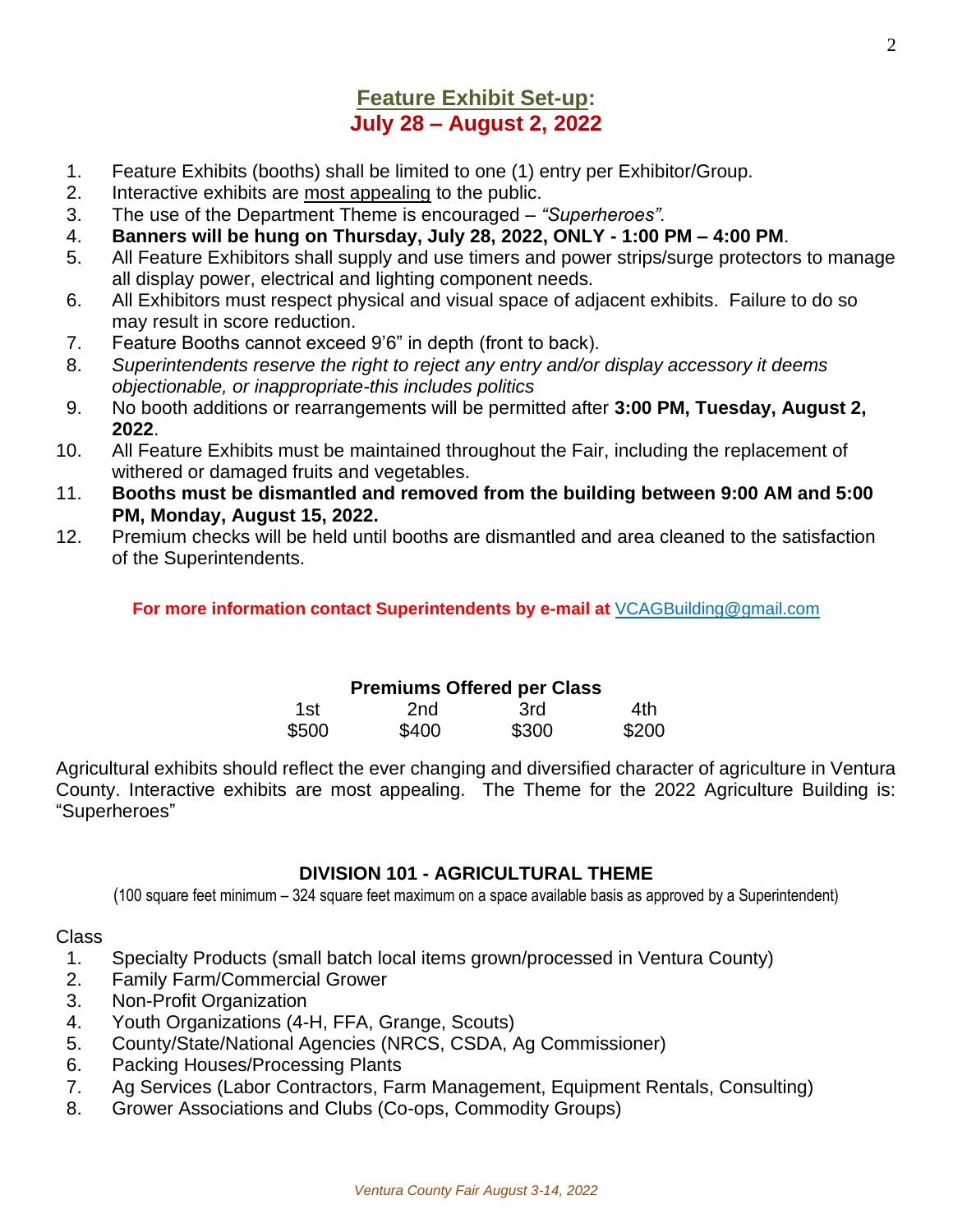## **Feature Exhibit Set-up:**
## **July 28 – August 2, 2022**

1. Feature Exhibits (booths) shall be limited to one (1) entry per Exhibitor/Group.
2. Interactive exhibits are most appealing to the public.
3. The use of the Department Theme is encouraged – *"Superheroes".*
4. **Banners will be hung on Thursday, July 28, 2022, ONLY - 1:00 PM – 4:00 PM**.
5. All Feature Exhibitors shall supply and use timers and power strips/surge protectors to manage all display power, electrical and lighting component needs.
6. All Exhibitors must respect physical and visual space of adjacent exhibits. Failure to do so may result in score reduction.
7. Feature Booths cannot exceed 9'6" in depth (front to back).
8. *Superintendents reserve the right to reject any entry and/or display accessory it deems objectionable, or inappropriate-this includes politics*
9. No booth additions or rearrangements will be permitted after **3:00 PM, Tuesday, August 2, 2022**.
10. All Feature Exhibits must be maintained throughout the Fair, including the replacement of withered or damaged fruits and vegetables.
11. **Booths must be dismantled and removed from the building between 9:00 AM and 5:00 PM, Monday, August 15, 2022.**
12. Premium checks will be held until booths are dismantled and area cleaned to the satisfaction of the Superintendents.

**For more information contact Superintendents by e-mail at** VCAGBuilding@gmail.com

**Premiums Offered per Class**

| 1st | 2nd | 3rd | 4th |
|---|---|---|---|
| $500 | $400 | $300 | $200 |

Agricultural exhibits should reflect the ever changing and diversified character of agriculture in Ventura County. Interactive exhibits are most appealing. The Theme for the 2022 Agriculture Building is: "Superheroes"

### **DIVISION 101 - AGRICULTURAL THEME**

(100 square feet minimum – 324 square feet maximum on a space available basis as approved by a Superintendent)

Class

1. Specialty Products (small batch local items grown/processed in Ventura County)
2. Family Farm/Commercial Grower
3. Non-Profit Organization
4. Youth Organizations (4-H, FFA, Grange, Scouts)
5. County/State/National Agencies (NRCS, CSDA, Ag Commissioner)
6. Packing Houses/Processing Plants
7. Ag Services (Labor Contractors, Farm Management, Equipment Rentals, Consulting)
8. Grower Associations and Clubs (Co-ops, Commodity Groups)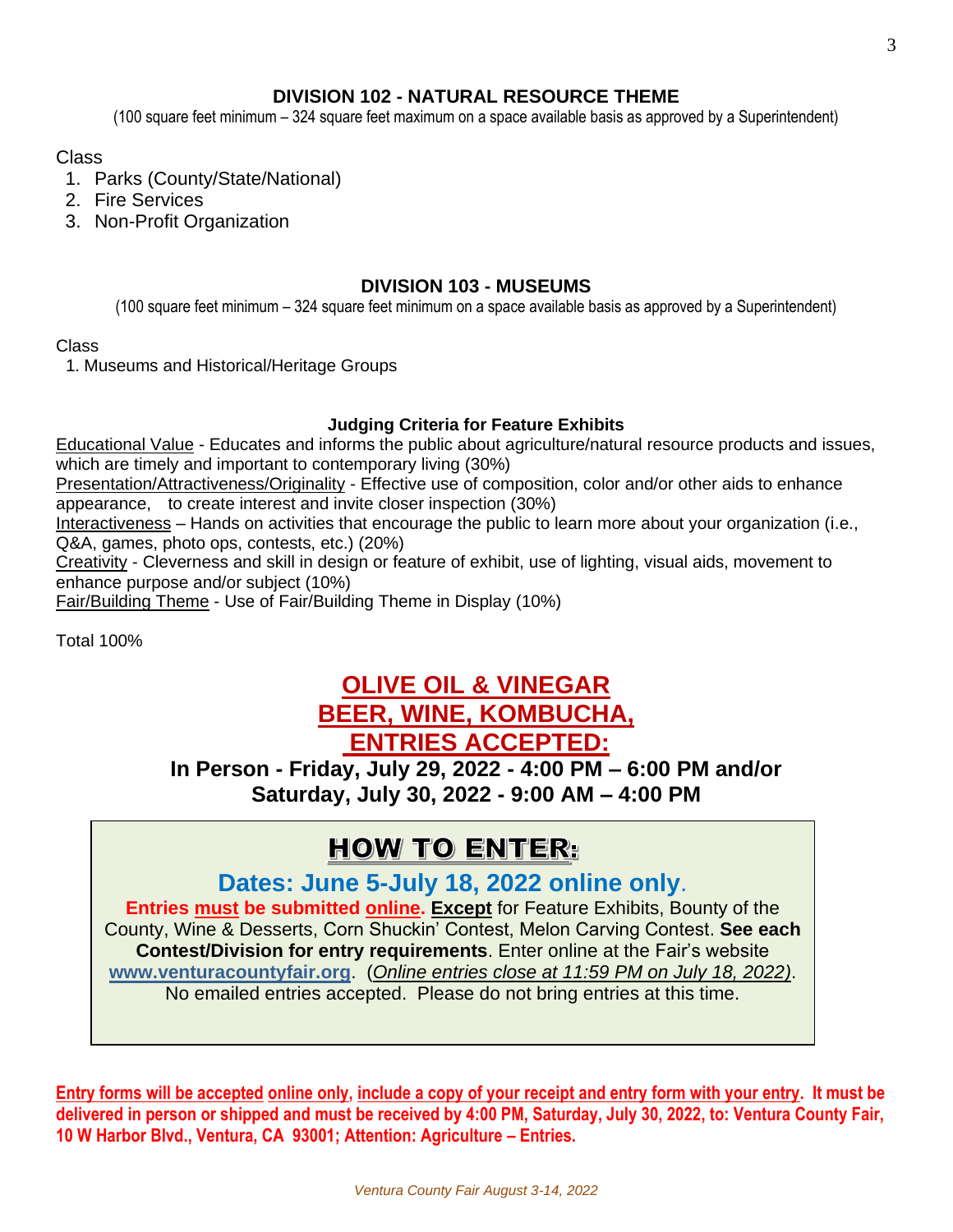## DIVISION 102 - NATURAL RESOURCE THEME

(100 square feet minimum – 324 square feet maximum on a space available basis as approved by a Superintendent)

Class

1. Parks (County/State/National)
2. Fire Services
3. Non-Profit Organization

## DIVISION 103 - MUSEUMS

(100 square feet minimum – 324 square feet minimum on a space available basis as approved by a Superintendent)

Class

1. Museums and Historical/Heritage Groups

### Judging Criteria for Feature Exhibits

Educational Value - Educates and informs the public about agriculture/natural resource products and issues, which are timely and important to contemporary living (30%)
Presentation/Attractiveness/Originality - Effective use of composition, color and/or other aids to enhance appearance, to create interest and invite closer inspection (30%)
Interactiveness – Hands on activities that encourage the public to learn more about your organization (i.e., Q&A, games, photo ops, contests, etc.) (20%)
Creativity - Cleverness and skill in design or feature of exhibit, use of lighting, visual aids, movement to enhance purpose and/or subject (10%)
Fair/Building Theme - Use of Fair/Building Theme in Display (10%)

Total 100%

# OLIVE OIL & VINEGAR BEER, WINE, KOMBUCHA, ENTRIES ACCEPTED:

**In Person - Friday, July 29, 2022 - 4:00 PM – 6:00 PM and/or Saturday, July 30, 2022 - 9:00 AM – 4:00 PM**

## HOW TO ENTER:

### Dates: June 5-July 18, 2022 online only.

**Entries must be submitted online. Except** for Feature Exhibits, Bounty of the County, Wine & Desserts, Corn Shuckin' Contest, Melon Carving Contest. **See each Contest/Division for entry requirements**. Enter online at the Fair's website **www.venturacountyfair.org**. (*Online entries close at 11:59 PM on July 18, 2022)*. No emailed entries accepted. Please do not bring entries at this time.

**Entry forms will be accepted online only, include a copy of your receipt and entry form with your entry. It must be delivered in person or shipped and must be received by 4:00 PM, Saturday, July 30, 2022, to: Ventura County Fair, 10 W Harbor Blvd., Ventura, CA 93001; Attention: Agriculture – Entries.**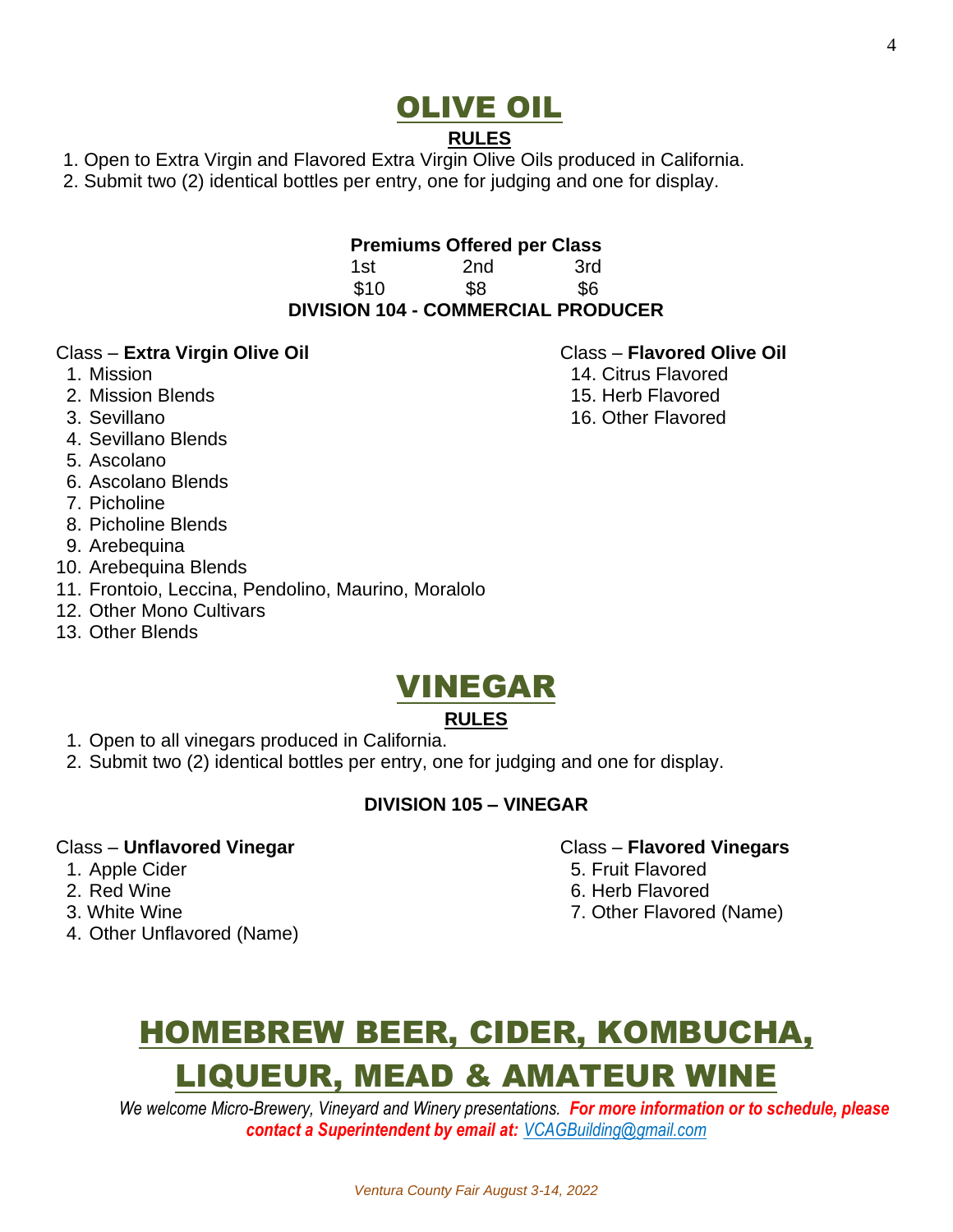# OLIVE OIL

## RULES

1. Open to Extra Virgin and Flavored Extra Virgin Olive Oils produced in California.
2. Submit two (2) identical bottles per entry, one for judging and one for display.

**Premiums Offered per Class**

| 1st | 2nd | 3rd |
|---|---|---|
| $10 | $8 | $6 |

### DIVISION 104 - COMMERCIAL PRODUCER

Class – **Extra Virgin Olive Oil**

1. Mission
2. Mission Blends
3. Sevillano
4. Sevillano Blends
5. Ascolano
6. Ascolano Blends
7. Picholine
8. Picholine Blends
9. Arebequina
10. Arebequina Blends
11. Frontoio, Leccina, Pendolino, Maurino, Moralolo
12. Other Mono Cultivars
13. Other Blends

Class – **Flavored Olive Oil**

14. Citrus Flavored
15. Herb Flavored
16. Other Flavored

# VINEGAR

## RULES

1. Open to all vinegars produced in California.
2. Submit two (2) identical bottles per entry, one for judging and one for display.

### DIVISION 105 – VINEGAR

Class – **Unflavored Vinegar**

1. Apple Cider
2. Red Wine
3. White Wine
4. Other Unflavored (Name)

Class – **Flavored Vinegars**

5. Fruit Flavored
6. Herb Flavored
7. Other Flavored (Name)

# HOMEBREW BEER, CIDER, KOMBUCHA, LIQUEUR, MEAD & AMATEUR WINE

*We welcome Micro-Brewery, Vineyard and Winery presentations.* ***For more information or to schedule, please contact a Superintendent by email at:*** *VCAGBuilding@gmail.com*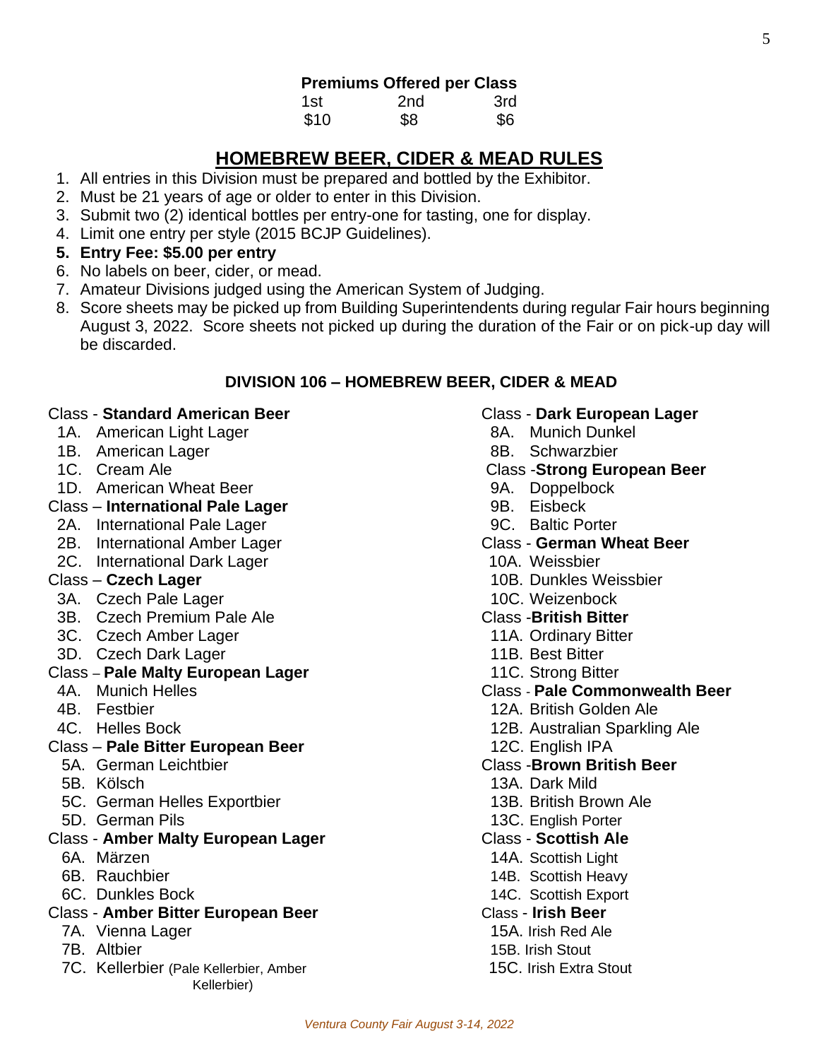**Premiums Offered per Class**

| 1st | 2nd | 3rd |
|---|---|---|
| $10 | $8 | $6 |

## HOMEBREW BEER, CIDER & MEAD RULES

1. All entries in this Division must be prepared and bottled by the Exhibitor.
2. Must be 21 years of age or older to enter in this Division.
3. Submit two (2) identical bottles per entry-one for tasting, one for display.
4. Limit one entry per style (2015 BCJP Guidelines).
5. **Entry Fee: $5.00 per entry**
6. No labels on beer, cider, or mead.
7. Amateur Divisions judged using the American System of Judging.
8. Score sheets may be picked up from Building Superintendents during regular Fair hours beginning August 3, 2022. Score sheets not picked up during the duration of the Fair or on pick-up day will be discarded.

### DIVISION 106 – HOMEBREW BEER, CIDER & MEAD

Class - **Standard American Beer**
- 1A. American Light Lager
- 1B. American Lager
- 1C. Cream Ale
- 1D. American Wheat Beer

Class – **International Pale Lager**
- 2A. International Pale Lager
- 2B. International Amber Lager
- 2C. International Dark Lager

Class – **Czech Lager**
- 3A. Czech Pale Lager
- 3B. Czech Premium Pale Ale
- 3C. Czech Amber Lager
- 3D. Czech Dark Lager

Class – **Pale Malty European Lager**
- 4A. Munich Helles
- 4B. Festbier
- 4C. Helles Bock

Class – **Pale Bitter European Beer**
- 5A. German Leichtbier
- 5B. Kölsch
- 5C. German Helles Exportbier
- 5D. German Pils

Class - **Amber Malty European Lager**
- 6A. Märzen
- 6B. Rauchbier
- 6C. Dunkles Bock

Class - **Amber Bitter European Beer**
- 7A. Vienna Lager
- 7B. Altbier
- 7C. Kellerbier (Pale Kellerbier, Amber Kellerbier)

Class - **Dark European Lager**
- 8A. Munich Dunkel
- 8B. Schwarzbier

Class -**Strong European Beer**
- 9A. Doppelbock
- 9B. Eisbeck
- 9C. Baltic Porter

Class - **German Wheat Beer**
- 10A. Weissbier
- 10B. Dunkles Weissbier
- 10C. Weizenbock

Class -**British Bitter**
- 11A. Ordinary Bitter
- 11B. Best Bitter
- 11C. Strong Bitter

Class - **Pale Commonwealth Beer**
- 12A. British Golden Ale
- 12B. Australian Sparkling Ale
- 12C. English IPA

Class -**Brown British Beer**
- 13A. Dark Mild
- 13B. British Brown Ale
- 13C. English Porter

Class - **Scottish Ale**
- 14A. Scottish Light
- 14B. Scottish Heavy
- 14C. Scottish Export

Class - **Irish Beer**
- 15A. Irish Red Ale
- 15B. Irish Stout
- 15C. Irish Extra Stout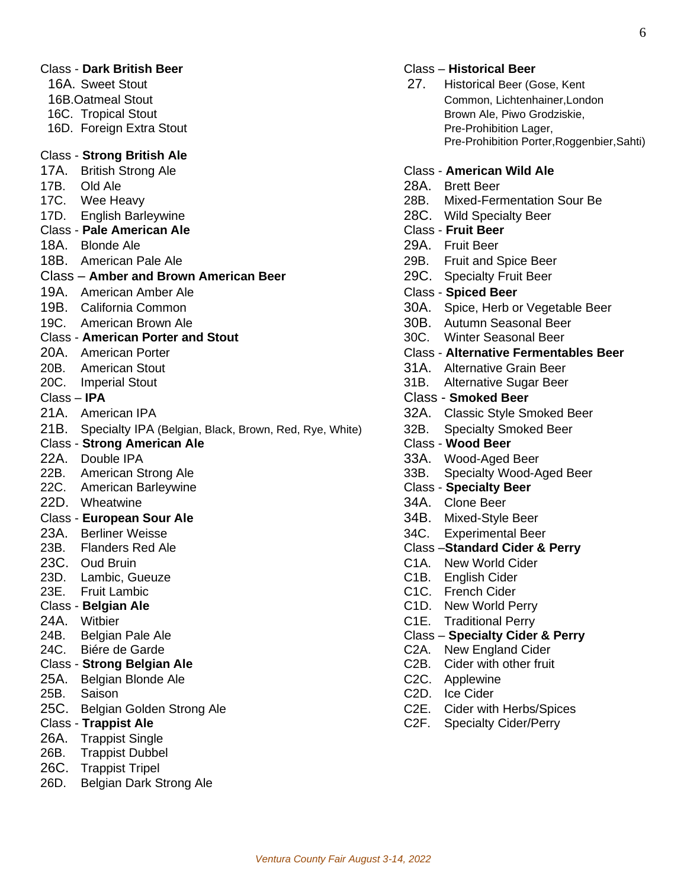Class - **Dark British Beer**

16A. Sweet Stout
16B. Oatmeal Stout
16C. Tropical Stout
16D. Foreign Extra Stout

Class - **Strong British Ale**

17A. British Strong Ale
17B. Old Ale
17C. Wee Heavy
17D. English Barleywine

Class - **Pale American Ale**

18A. Blonde Ale
18B. American Pale Ale

Class – **Amber and Brown American Beer**

19A. American Amber Ale
19B. California Common
19C. American Brown Ale

Class - **American Porter and Stout**

20A. American Porter
20B. American Stout
20C. Imperial Stout

Class – **IPA**

21A. American IPA
21B. Specialty IPA (Belgian, Black, Brown, Red, Rye, White)

Class - **Strong American Ale**

22A. Double IPA
22B. American Strong Ale
22C. American Barleywine
22D. Wheatwine

Class - **European Sour Ale**

23A. Berliner Weisse
23B. Flanders Red Ale
23C. Oud Bruin
23D. Lambic, Gueuze
23E. Fruit Lambic

Class - **Belgian Ale**

24A. Witbier
24B. Belgian Pale Ale
24C. Biére de Garde

Class - **Strong Belgian Ale**

25A. Belgian Blonde Ale
25B. Saison
25C. Belgian Golden Strong Ale

Class - **Trappist Ale**

26A. Trappist Single
26B. Trappist Dubbel
26C. Trappist Tripel
26D. Belgian Dark Strong Ale

Class – **Historical Beer**

27. Historical Beer (Gose, Kent Common, Lichtenhainer,London Brown Ale, Piwo Grodziskie, Pre-Prohibition Lager, Pre-Prohibition Porter,Roggenbier,Sahti)

Class - **American Wild Ale**

28A. Brett Beer
28B. Mixed-Fermentation Sour Be
28C. Wild Specialty Beer

Class - **Fruit Beer**

29A. Fruit Beer
29B. Fruit and Spice Beer
29C. Specialty Fruit Beer

Class - **Spiced Beer**

30A. Spice, Herb or Vegetable Beer
30B. Autumn Seasonal Beer
30C. Winter Seasonal Beer

Class - **Alternative Fermentables Beer**

31A. Alternative Grain Beer
31B. Alternative Sugar Beer

Class - **Smoked Beer**

32A. Classic Style Smoked Beer
32B. Specialty Smoked Beer

Class - **Wood Beer**

33A. Wood-Aged Beer
33B. Specialty Wood-Aged Beer

Class - **Specialty Beer**

34A. Clone Beer
34B. Mixed-Style Beer
34C. Experimental Beer

Class –**Standard Cider & Perry**

C1A. New World Cider
C1B. English Cider
C1C. French Cider
C1D. New World Perry
C1E. Traditional Perry

Class – **Specialty Cider & Perry**

C2A. New England Cider
C2B. Cider with other fruit
C2C. Applewine
C2D. Ice Cider
C2E. Cider with Herbs/Spices
C2F. Specialty Cider/Perry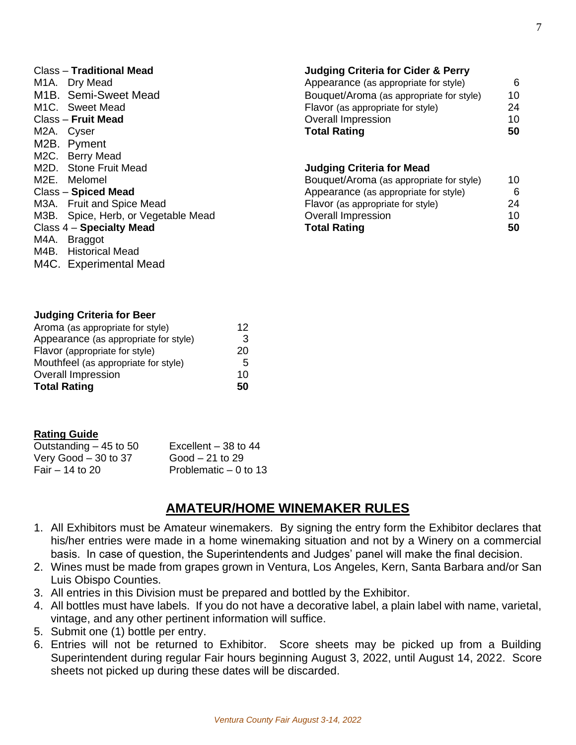Class – **Traditional Mead**
M1A. Dry Mead
M1B. Semi-Sweet Mead
M1C. Sweet Mead
Class – **Fruit Mead**
M2A. Cyser
M2B. Pyment
M2C. Berry Mead
M2D. Stone Fruit Mead
M2E. Melomel
Class – **Spiced Mead**
M3A. Fruit and Spice Mead
M3B. Spice, Herb, or Vegetable Mead
Class 4 – **Specialty Mead**
M4A. Braggot
M4B. Historical Mead
M4C. Experimental Mead

**Judging Criteria for Beer**

| | |
|---|---|
| Aroma (as appropriate for style) | 12 |
| Appearance (as appropriate for style) | 3 |
| Flavor (appropriate for style) | 20 |
| Mouthfeel (as appropriate for style) | 5 |
| Overall Impression | 10 |
| **Total Rating** | **50** |

**Judging Criteria for Cider & Perry**

| | |
|---|---|
| Appearance (as appropriate for style) | 6 |
| Bouquet/Aroma (as appropriate for style) | 10 |
| Flavor (as appropriate for style) | 24 |
| Overall Impression | 10 |
| **Total Rating** | **50** |

**Judging Criteria for Mead**

| | |
|---|---|
| Bouquet/Aroma (as appropriate for style) | 10 |
| Appearance (as appropriate for style) | 6 |
| Flavor (as appropriate for style) | 24 |
| Overall Impression | 10 |
| **Total Rating** | **50** |

**Rating Guide**

| | |
|---|---|
| Outstanding – 45 to 50 | Excellent – 38 to 44 |
| Very Good – 30 to 37 | Good – 21 to 29 |
| Fair – 14 to 20 | Problematic – 0 to 13 |

## AMATEUR/HOME WINEMAKER RULES

1. All Exhibitors must be Amateur winemakers. By signing the entry form the Exhibitor declares that his/her entries were made in a home winemaking situation and not by a Winery on a commercial basis. In case of question, the Superintendents and Judges' panel will make the final decision.
2. Wines must be made from grapes grown in Ventura, Los Angeles, Kern, Santa Barbara and/or San Luis Obispo Counties.
3. All entries in this Division must be prepared and bottled by the Exhibitor.
4. All bottles must have labels. If you do not have a decorative label, a plain label with name, varietal, vintage, and any other pertinent information will suffice.
5. Submit one (1) bottle per entry.
6. Entries will not be returned to Exhibitor. Score sheets may be picked up from a Building Superintendent during regular Fair hours beginning August 3, 2022, until August 14, 2022. Score sheets not picked up during these dates will be discarded.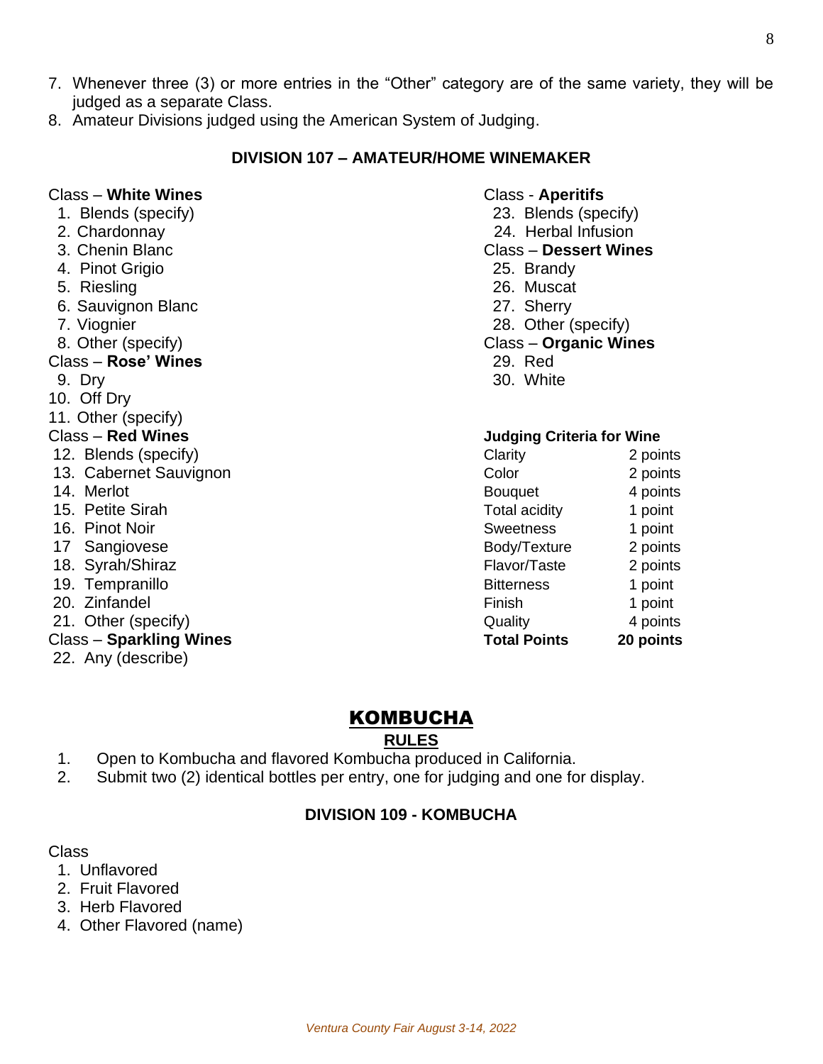7. Whenever three (3) or more entries in the “Other” category are of the same variety, they will be judged as a separate Class.
8. Amateur Divisions judged using the American System of Judging.

### DIVISION 107 – AMATEUR/HOME WINEMAKER

Class – **White Wines**

1. Blends (specify)
2. Chardonnay
3. Chenin Blanc
4. Pinot Grigio
5. Riesling
6. Sauvignon Blanc
7. Viognier
8. Other (specify)

Class – **Rose’ Wines**

9. Dry
10. Off Dry
11. Other (specify)

Class – **Red Wines**

12. Blends (specify)
13. Cabernet Sauvignon
14. Merlot
15. Petite Sirah
16. Pinot Noir
17 Sangiovese
18. Syrah/Shiraz
19. Tempranillo
20. Zinfandel
21. Other (specify)

Class – **Sparkling Wines**

22. Any (describe)

Class - **Aperitifs**

23. Blends (specify)
24. Herbal Infusion

Class – **Dessert Wines**

25. Brandy
26. Muscat
27. Sherry
28. Other (specify)

Class – **Organic Wines**

29. Red
30. White

| **Judging Criteria for Wine** | |
|---|---|
| Clarity | 2 points |
| Color | 2 points |
| Bouquet | 4 points |
| Total acidity | 1 point |
| Sweetness | 1 point |
| Body/Texture | 2 points |
| Flavor/Taste | 2 points |
| Bitterness | 1 point |
| Finish | 1 point |
| Quality | 4 points |
| **Total Points** | **20 points** |

## KOMBUCHA

### RULES

1. Open to Kombucha and flavored Kombucha produced in California.
2. Submit two (2) identical bottles per entry, one for judging and one for display.

### DIVISION 109 - KOMBUCHA

Class

1. Unflavored
2. Fruit Flavored
3. Herb Flavored
4. Other Flavored (name)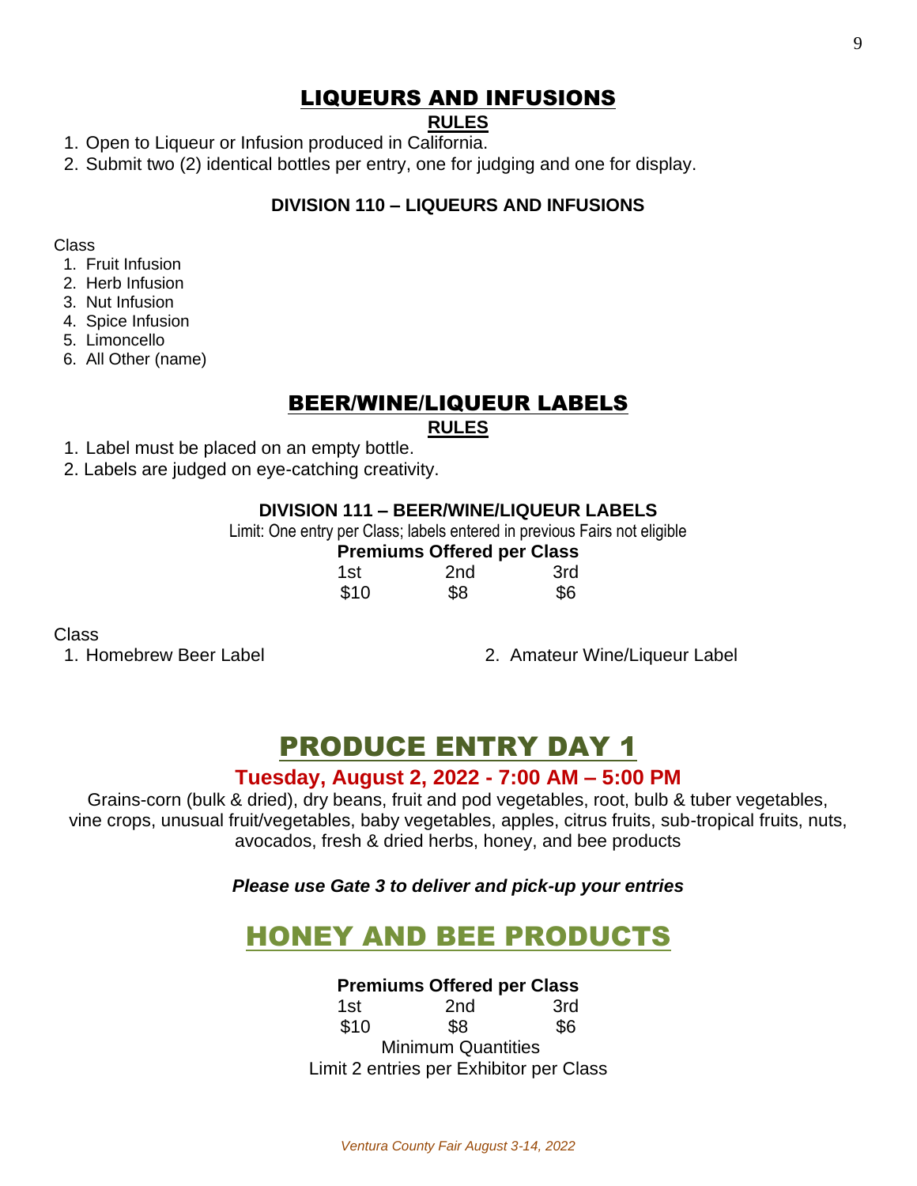# LIQUEURS AND INFUSIONS

**RULES**

1. Open to Liqueur or Infusion produced in California.
2. Submit two (2) identical bottles per entry, one for judging and one for display.

### DIVISION 110 – LIQUEURS AND INFUSIONS

Class

1. Fruit Infusion
2. Herb Infusion
3. Nut Infusion
4. Spice Infusion
5. Limoncello
6. All Other (name)

# BEER/WINE/LIQUEUR LABELS

**RULES**

1. Label must be placed on an empty bottle.
2. Labels are judged on eye-catching creativity.

### DIVISION 111 – BEER/WINE/LIQUEUR LABELS

Limit: One entry per Class; labels entered in previous Fairs not eligible

**Premiums Offered per Class**

| 1st | 2nd | 3rd |
|---|---|---|
| $10 | $8 | $6 |

Class

1. Homebrew Beer Label
2. Amateur Wine/Liqueur Label

# PRODUCE ENTRY DAY 1

## Tuesday, August 2, 2022 - 7:00 AM – 5:00 PM

Grains-corn (bulk & dried), dry beans, fruit and pod vegetables, root, bulb & tuber vegetables, vine crops, unusual fruit/vegetables, baby vegetables, apples, citrus fruits, sub-tropical fruits, nuts, avocados, fresh & dried herbs, honey, and bee products

***Please use Gate 3 to deliver and pick-up your entries***

# HONEY AND BEE PRODUCTS

**Premiums Offered per Class**

| 1st | 2nd | 3rd |
|---|---|---|
| $10 | $8 | $6 |

Minimum Quantities

Limit 2 entries per Exhibitor per Class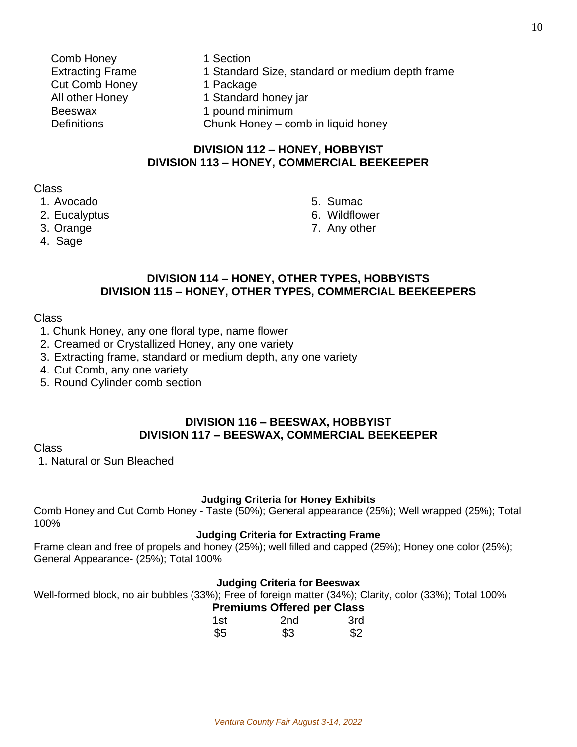| | |
|---|---|
| Comb Honey | 1 Section |
| Extracting Frame | 1 Standard Size, standard or medium depth frame |
| Cut Comb Honey | 1 Package |
| All other Honey | 1 Standard honey jar |
| Beeswax | 1 pound minimum |
| Definitions | Chunk Honey – comb in liquid honey |

## DIVISION 112 – HONEY, HOBBYIST
## DIVISION 113 – HONEY, COMMERCIAL BEEKEEPER

Class

1. Avocado
2. Eucalyptus
3. Orange
4. Sage
5. Sumac
6. Wildflower
7. Any other

## DIVISION 114 – HONEY, OTHER TYPES, HOBBYISTS
## DIVISION 115 – HONEY, OTHER TYPES, COMMERCIAL BEEKEEPERS

Class

1. Chunk Honey, any one floral type, name flower
2. Creamed or Crystallized Honey, any one variety
3. Extracting frame, standard or medium depth, any one variety
4. Cut Comb, any one variety
5. Round Cylinder comb section

## DIVISION 116 – BEESWAX, HOBBYIST
## DIVISION 117 – BEESWAX, COMMERCIAL BEEKEEPER

Class

1. Natural or Sun Bleached

### Judging Criteria for Honey Exhibits

Comb Honey and Cut Comb Honey - Taste (50%); General appearance (25%); Well wrapped (25%); Total 100%

### Judging Criteria for Extracting Frame

Frame clean and free of propels and honey (25%); well filled and capped (25%); Honey one color (25%); General Appearance- (25%); Total 100%

### Judging Criteria for Beeswax

Well-formed block, no air bubbles (33%); Free of foreign matter (34%); Clarity, color (33%); Total 100%

### Premiums Offered per Class

| 1st | 2nd | 3rd |
|---|---|---|
| $5 | $3 | $2 |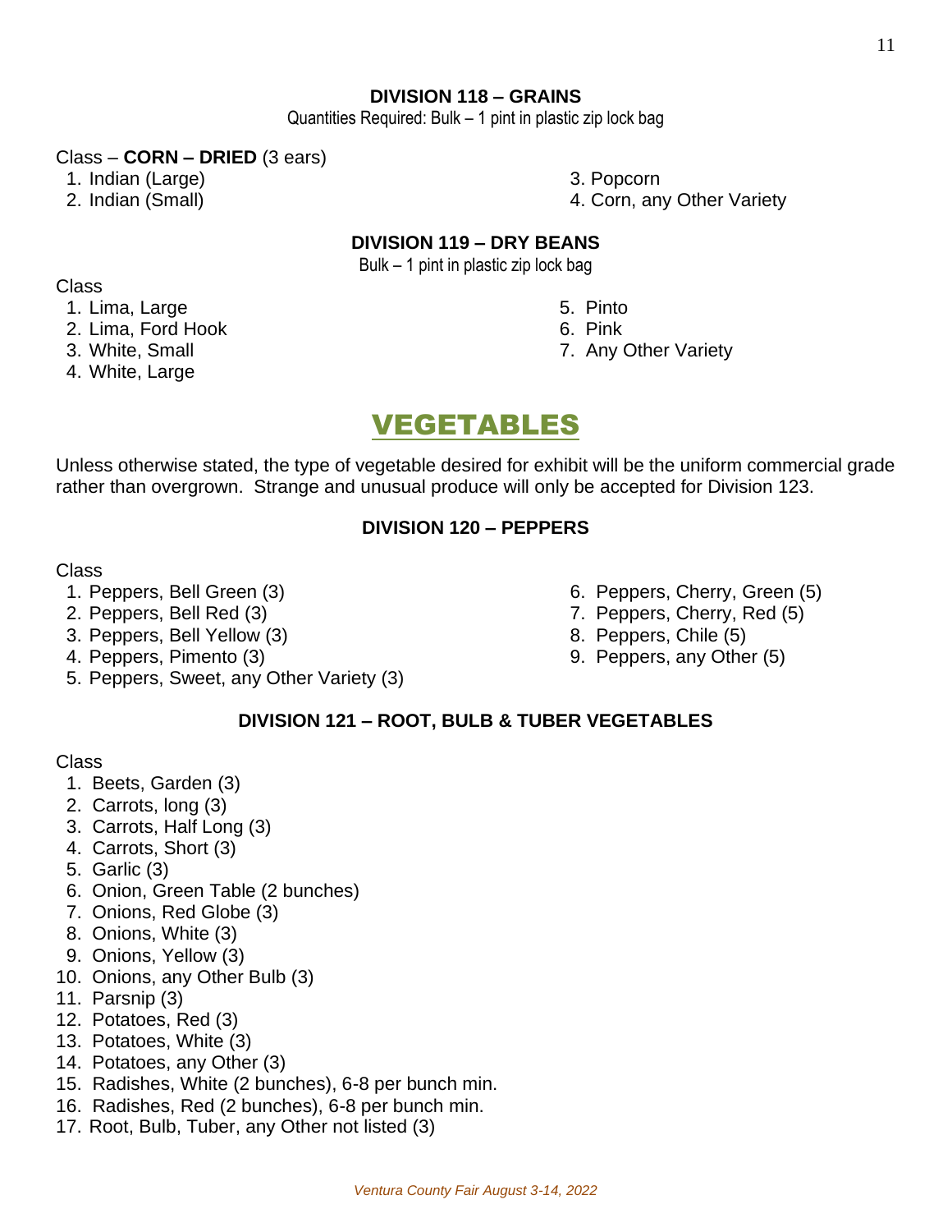### DIVISION 118 – GRAINS

Quantities Required: Bulk – 1 pint in plastic zip lock bag

Class – **CORN – DRIED** (3 ears)

1. Indian (Large)
2. Indian (Small)
3. Popcorn
4. Corn, any Other Variety

### DIVISION 119 – DRY BEANS

Bulk – 1 pint in plastic zip lock bag

Class

1. Lima, Large
2. Lima, Ford Hook
3. White, Small
4. White, Large
5. Pinto
6. Pink
7. Any Other Variety

# VEGETABLES

Unless otherwise stated, the type of vegetable desired for exhibit will be the uniform commercial grade rather than overgrown. Strange and unusual produce will only be accepted for Division 123.

### DIVISION 120 – PEPPERS

Class

1. Peppers, Bell Green (3)
2. Peppers, Bell Red (3)
3. Peppers, Bell Yellow (3)
4. Peppers, Pimento (3)
5. Peppers, Sweet, any Other Variety (3)
6. Peppers, Cherry, Green (5)
7. Peppers, Cherry, Red (5)
8. Peppers, Chile (5)
9. Peppers, any Other (5)

### DIVISION 121 – ROOT, BULB & TUBER VEGETABLES

Class

1. Beets, Garden (3)
2. Carrots, long (3)
3. Carrots, Half Long (3)
4. Carrots, Short (3)
5. Garlic (3)
6. Onion, Green Table (2 bunches)
7. Onions, Red Globe (3)
8. Onions, White (3)
9. Onions, Yellow (3)
10. Onions, any Other Bulb (3)
11. Parsnip (3)
12. Potatoes, Red (3)
13. Potatoes, White (3)
14. Potatoes, any Other (3)
15. Radishes, White (2 bunches), 6-8 per bunch min.
16. Radishes, Red (2 bunches), 6-8 per bunch min.
17. Root, Bulb, Tuber, any Other not listed (3)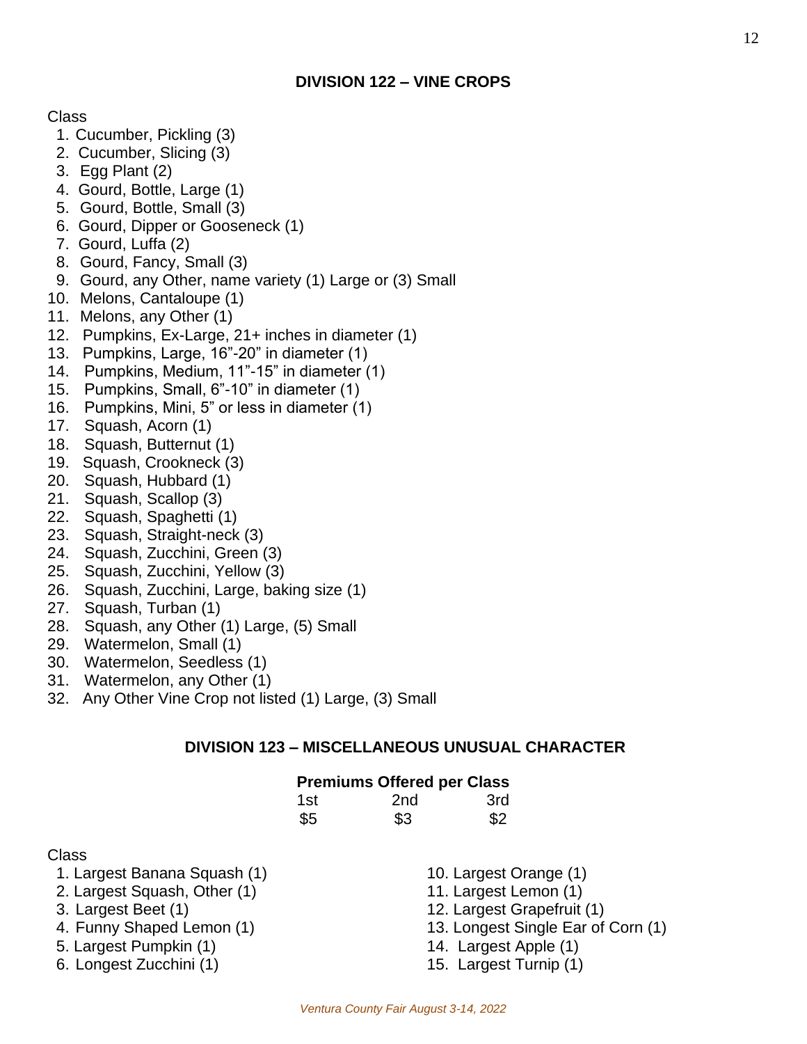## DIVISION 122 – VINE CROPS

Class

1. Cucumber, Pickling (3)
2. Cucumber, Slicing (3)
3. Egg Plant (2)
4. Gourd, Bottle, Large (1)
5. Gourd, Bottle, Small (3)
6. Gourd, Dipper or Gooseneck (1)
7. Gourd, Luffa (2)
8. Gourd, Fancy, Small (3)
9. Gourd, any Other, name variety (1) Large or (3) Small
10. Melons, Cantaloupe (1)
11. Melons, any Other (1)
12. Pumpkins, Ex-Large, 21+ inches in diameter (1)
13. Pumpkins, Large, 16”-20” in diameter (1)
14. Pumpkins, Medium, 11”-15” in diameter (1)
15. Pumpkins, Small, 6”-10” in diameter (1)
16. Pumpkins, Mini, 5” or less in diameter (1)
17. Squash, Acorn (1)
18. Squash, Butternut (1)
19. Squash, Crookneck (3)
20. Squash, Hubbard (1)
21. Squash, Scallop (3)
22. Squash, Spaghetti (1)
23. Squash, Straight-neck (3)
24. Squash, Zucchini, Green (3)
25. Squash, Zucchini, Yellow (3)
26. Squash, Zucchini, Large, baking size (1)
27. Squash, Turban (1)
28. Squash, any Other (1) Large, (5) Small
29. Watermelon, Small (1)
30. Watermelon, Seedless (1)
31. Watermelon, any Other (1)
32. Any Other Vine Crop not listed (1) Large, (3) Small

## DIVISION 123 – MISCELLANEOUS UNUSUAL CHARACTER

**Premiums Offered per Class**

| 1st | 2nd | 3rd |
|---|---|---|
| $5 | $3 | $2 |

Class

1. Largest Banana Squash (1)
2. Largest Squash, Other (1)
3. Largest Beet (1)
4. Funny Shaped Lemon (1)
5. Largest Pumpkin (1)
6. Longest Zucchini (1)
10. Largest Orange (1)
11. Largest Lemon (1)
12. Largest Grapefruit (1)
13. Longest Single Ear of Corn (1)
14. Largest Apple (1)
15. Largest Turnip (1)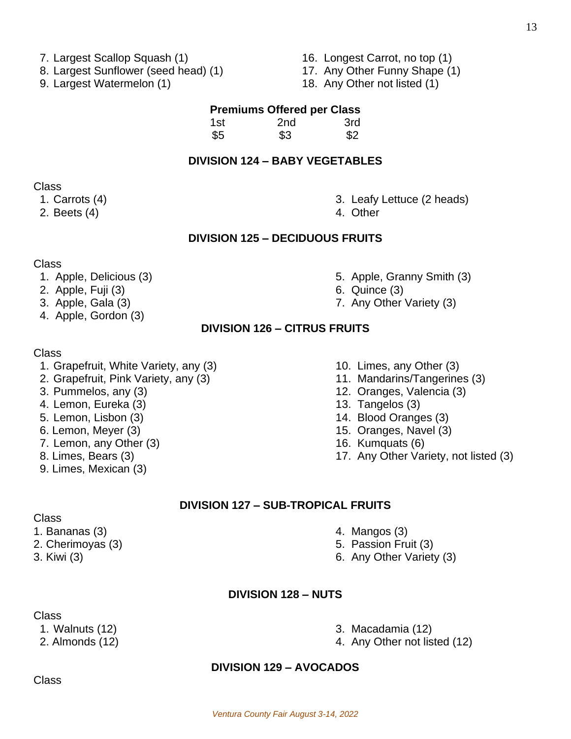7. Largest Scallop Squash (1)
8. Largest Sunflower (seed head) (1)
9. Largest Watermelon (1)
16. Longest Carrot, no top (1)
17. Any Other Funny Shape (1)
18. Any Other not listed (1)

**Premiums Offered per Class**

| 1st | 2nd | 3rd |
|---|---|---|
| $5 | $3 | $2 |

## DIVISION 124 – BABY VEGETABLES

Class

1. Carrots (4)
2. Beets (4)
3. Leafy Lettuce (2 heads)
4. Other

## DIVISION 125 – DECIDUOUS FRUITS

Class

1. Apple, Delicious (3)
2. Apple, Fuji (3)
3. Apple, Gala (3)
4. Apple, Gordon (3)
5. Apple, Granny Smith (3)
6. Quince (3)
7. Any Other Variety (3)

## DIVISION 126 – CITRUS FRUITS

Class

1. Grapefruit, White Variety, any (3)
2. Grapefruit, Pink Variety, any (3)
3. Pummelos, any (3)
4. Lemon, Eureka (3)
5. Lemon, Lisbon (3)
6. Lemon, Meyer (3)
7. Lemon, any Other (3)
8. Limes, Bears (3)
9. Limes, Mexican (3)
10. Limes, any Other (3)
11. Mandarins/Tangerines (3)
12. Oranges, Valencia (3)
13. Tangelos (3)
14. Blood Oranges (3)
15. Oranges, Navel (3)
16. Kumquats (6)
17. Any Other Variety, not listed (3)

## DIVISION 127 – SUB-TROPICAL FRUITS

Class

1. Bananas (3)
2. Cherimoyas (3)
3. Kiwi (3)
4. Mangos (3)
5. Passion Fruit (3)
6. Any Other Variety (3)

## DIVISION 128 – NUTS

Class

1. Walnuts (12)
2. Almonds (12)
3. Macadamia (12)
4. Any Other not listed (12)

## DIVISION 129 – AVOCADOS

Class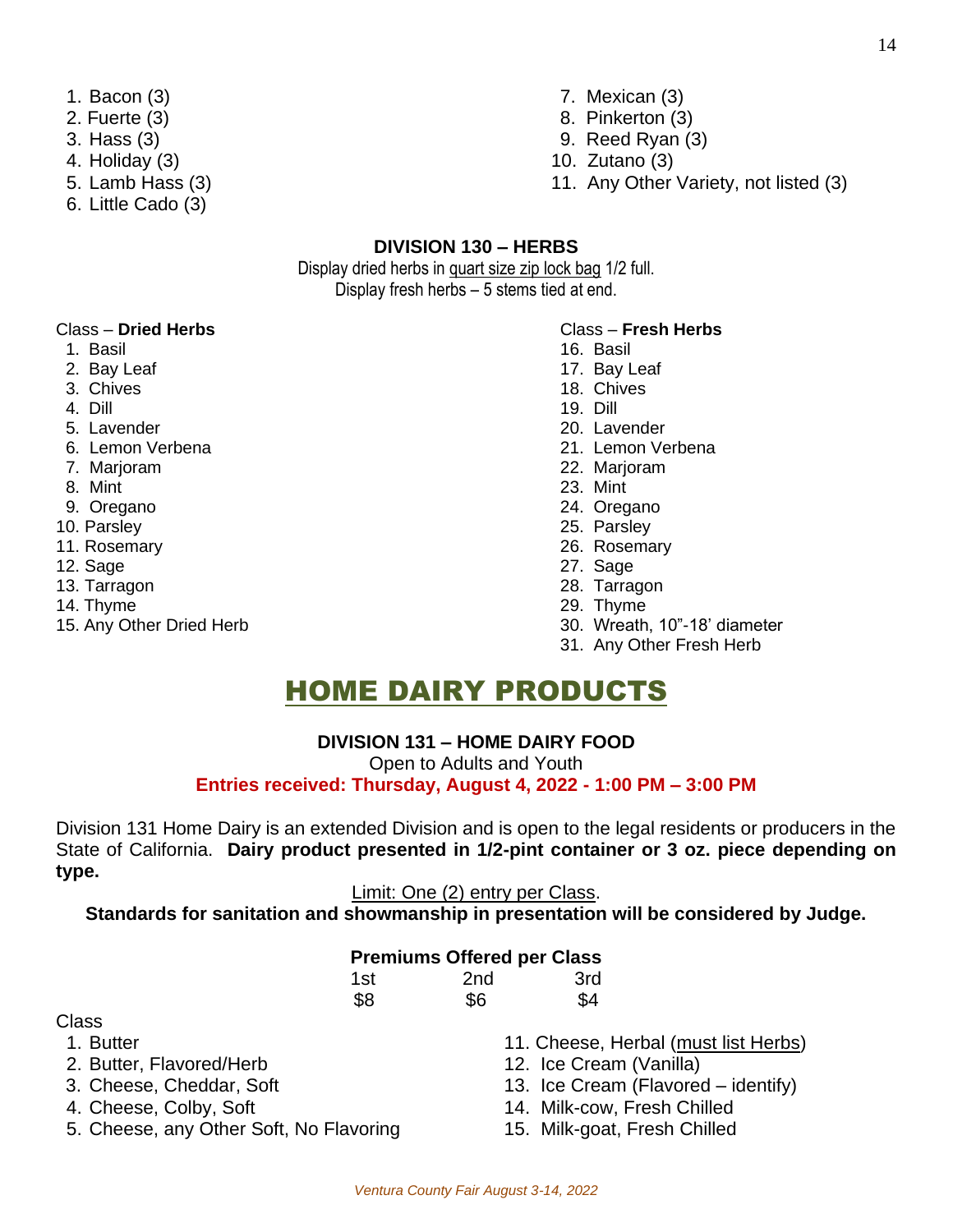1. Bacon (3)
2. Fuerte (3)
3. Hass (3)
4. Holiday (3)
5. Lamb Hass (3)
6. Little Cado (3)
7. Mexican (3)
8. Pinkerton (3)
9. Reed Ryan (3)
10. Zutano (3)
11. Any Other Variety, not listed (3)

### DIVISION 130 – HERBS

Display dried herbs in quart size zip lock bag 1/2 full.
Display fresh herbs – 5 stems tied at end.

Class – **Dried Herbs**

1. Basil
2. Bay Leaf
3. Chives
4. Dill
5. Lavender
6. Lemon Verbena
7. Marjoram
8. Mint
9. Oregano
10. Parsley
11. Rosemary
12. Sage
13. Tarragon
14. Thyme
15. Any Other Dried Herb

Class – **Fresh Herbs**

16. Basil
17. Bay Leaf
18. Chives
19. Dill
20. Lavender
21. Lemon Verbena
22. Marjoram
23. Mint
24. Oregano
25. Parsley
26. Rosemary
27. Sage
28. Tarragon
29. Thyme
30. Wreath, 10"-18' diameter
31. Any Other Fresh Herb

# HOME DAIRY PRODUCTS

### DIVISION 131 – HOME DAIRY FOOD

Open to Adults and Youth

**Entries received: Thursday, August 4, 2022 - 1:00 PM – 3:00 PM**

Division 131 Home Dairy is an extended Division and is open to the legal residents or producers in the State of California. **Dairy product presented in 1/2-pint container or 3 oz. piece depending on type.**

Limit: One (2) entry per Class.

**Standards for sanitation and showmanship in presentation will be considered by Judge.**

**Premiums Offered per Class**

| 1st | 2nd | 3rd |
|---|---|---|
| $8 | $6 | $4 |

Class

1. Butter
2. Butter, Flavored/Herb
3. Cheese, Cheddar, Soft
4. Cheese, Colby, Soft
5. Cheese, any Other Soft, No Flavoring
11. Cheese, Herbal (must list Herbs)
12. Ice Cream (Vanilla)
13. Ice Cream (Flavored – identify)
14. Milk-cow, Fresh Chilled
15. Milk-goat, Fresh Chilled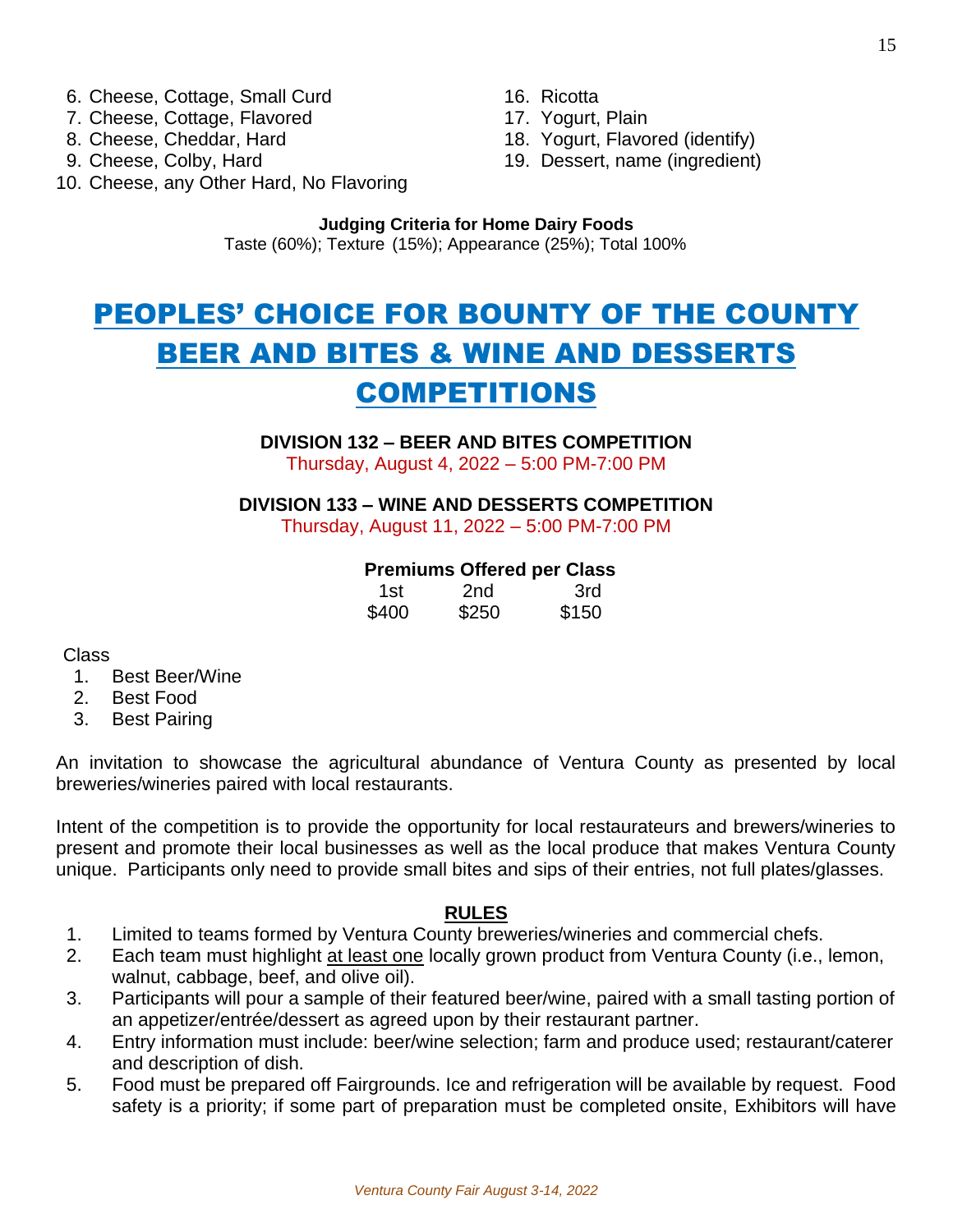6. Cheese, Cottage, Small Curd
7. Cheese, Cottage, Flavored
8. Cheese, Cheddar, Hard
9. Cheese, Colby, Hard
10. Cheese, any Other Hard, No Flavoring
16. Ricotta
17. Yogurt, Plain
18. Yogurt, Flavored (identify)
19. Dessert, name (ingredient)

**Judging Criteria for Home Dairy Foods**
Taste (60%); Texture (15%); Appearance (25%); Total 100%

# PEOPLES' CHOICE FOR BOUNTY OF THE COUNTY BEER AND BITES & WINE AND DESSERTS COMPETITIONS

**DIVISION 132 – BEER AND BITES COMPETITION**
Thursday, August 4, 2022 – 5:00 PM-7:00 PM

**DIVISION 133 – WINE AND DESSERTS COMPETITION**
Thursday, August 11, 2022 – 5:00 PM-7:00 PM

**Premiums Offered per Class**

| 1st | 2nd | 3rd |
|---|---|---|
| $400 | $250 | $150 |

Class
1. Best Beer/Wine
2. Best Food
3. Best Pairing

An invitation to showcase the agricultural abundance of Ventura County as presented by local breweries/wineries paired with local restaurants.

Intent of the competition is to provide the opportunity for local restaurateurs and brewers/wineries to present and promote their local businesses as well as the local produce that makes Ventura County unique. Participants only need to provide small bites and sips of their entries, not full plates/glasses.

**RULES**

1. Limited to teams formed by Ventura County breweries/wineries and commercial chefs.
2. Each team must highlight at least one locally grown product from Ventura County (i.e., lemon, walnut, cabbage, beef, and olive oil).
3. Participants will pour a sample of their featured beer/wine, paired with a small tasting portion of an appetizer/entrée/dessert as agreed upon by their restaurant partner.
4. Entry information must include: beer/wine selection; farm and produce used; restaurant/caterer and description of dish.
5. Food must be prepared off Fairgrounds. Ice and refrigeration will be available by request. Food safety is a priority; if some part of preparation must be completed onsite, Exhibitors will have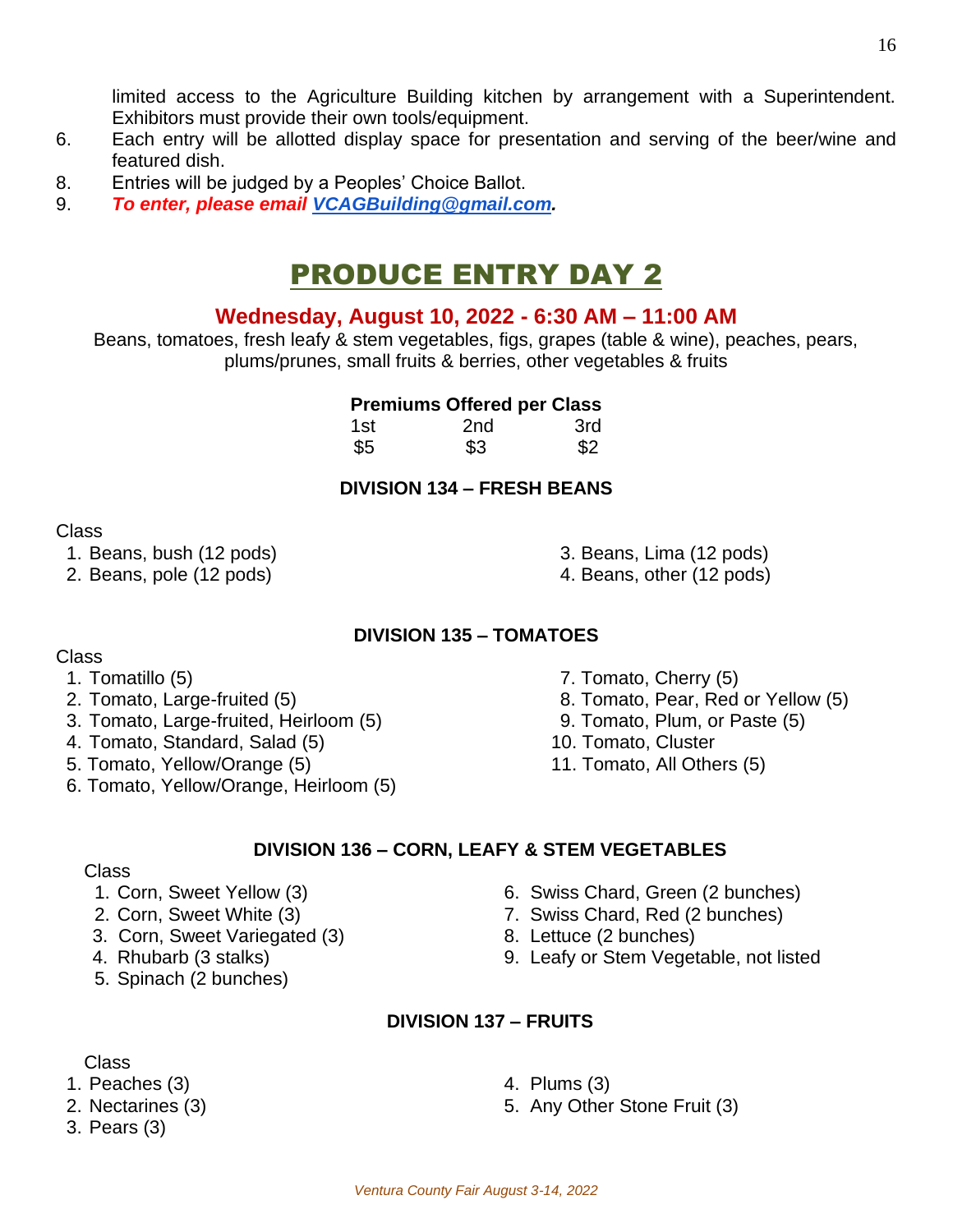limited access to the Agriculture Building kitchen by arrangement with a Superintendent. Exhibitors must provide their own tools/equipment.

6. Each entry will be allotted display space for presentation and serving of the beer/wine and featured dish.
8. Entries will be judged by a Peoples' Choice Ballot.
9. ***To enter, please email [VCAGBuilding@gmail.com](mailto:VCAGBuilding@gmail.com).***

# PRODUCE ENTRY DAY 2

## Wednesday, August 10, 2022 - 6:30 AM – 11:00 AM

Beans, tomatoes, fresh leafy & stem vegetables, figs, grapes (table & wine), peaches, pears, plums/prunes, small fruits & berries, other vegetables & fruits

**Premiums Offered per Class**

| 1st | 2nd | 3rd |
|---|---|---|
| $5 | $3 | $2 |

### DIVISION 134 – FRESH BEANS

Class

1. Beans, bush (12 pods)
2. Beans, pole (12 pods)
3. Beans, Lima (12 pods)
4. Beans, other (12 pods)

### DIVISION 135 – TOMATOES

Class

1. Tomatillo (5)
2. Tomato, Large-fruited (5)
3. Tomato, Large-fruited, Heirloom (5)
4. Tomato, Standard, Salad (5)
5. Tomato, Yellow/Orange (5)
6. Tomato, Yellow/Orange, Heirloom (5)
7. Tomato, Cherry (5)
8. Tomato, Pear, Red or Yellow (5)
9. Tomato, Plum, or Paste (5)
10. Tomato, Cluster
11. Tomato, All Others (5)

### DIVISION 136 – CORN, LEAFY & STEM VEGETABLES

Class

1. Corn, Sweet Yellow (3)
2. Corn, Sweet White (3)
3. Corn, Sweet Variegated (3)
4. Rhubarb (3 stalks)
5. Spinach (2 bunches)
6. Swiss Chard, Green (2 bunches)
7. Swiss Chard, Red (2 bunches)
8. Lettuce (2 bunches)
9. Leafy or Stem Vegetable, not listed

### DIVISION 137 – FRUITS

Class

1. Peaches (3)
2. Nectarines (3)
3. Pears (3)
4. Plums (3)
5. Any Other Stone Fruit (3)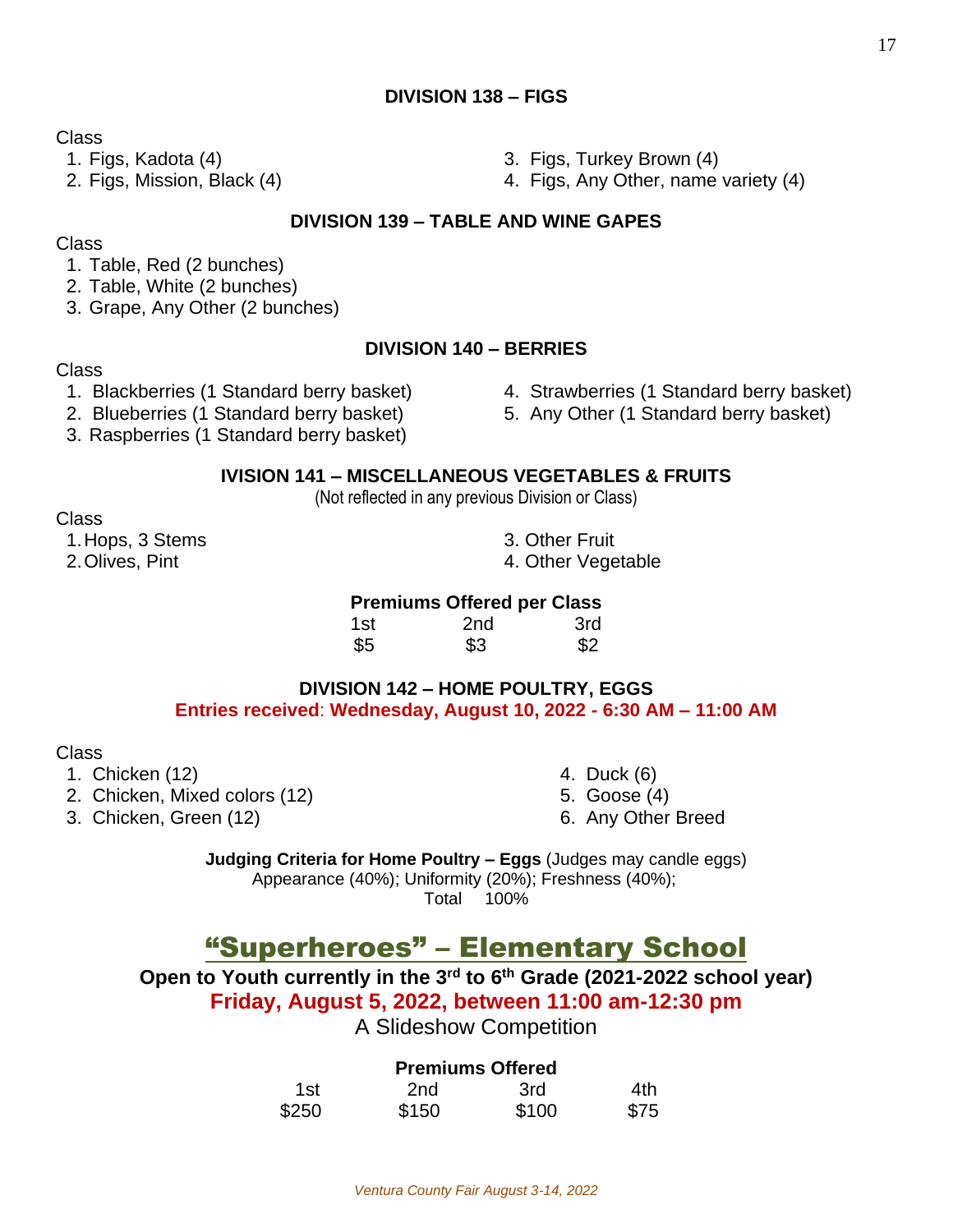## DIVISION 138 – FIGS

Class

1. Figs, Kadota (4)
2. Figs, Mission, Black (4)
3. Figs, Turkey Brown (4)
4. Figs, Any Other, name variety (4)

## DIVISION 139 – TABLE AND WINE GAPES

Class

1. Table, Red (2 bunches)
2. Table, White (2 bunches)
3. Grape, Any Other (2 bunches)

## DIVISION 140 – BERRIES

Class

1. Blackberries (1 Standard berry basket)
2. Blueberries (1 Standard berry basket)
3. Raspberries (1 Standard berry basket)
4. Strawberries (1 Standard berry basket)
5. Any Other (1 Standard berry basket)

## IVISION 141 – MISCELLANEOUS VEGETABLES & FRUITS

(Not reflected in any previous Division or Class)

Class

1. Hops, 3 Stems
2. Olives, Pint
3. Other Fruit
4. Other Vegetable

**Premiums Offered per Class**

| 1st | 2nd | 3rd |
|---|---|---|
| $5 | $3 | $2 |

## DIVISION 142 – HOME POULTRY, EGGS

**Entries received: Wednesday, August 10, 2022 - 6:30 AM – 11:00 AM**

Class

1. Chicken (12)
2. Chicken, Mixed colors (12)
3. Chicken, Green (12)
4. Duck (6)
5. Goose (4)
6. Any Other Breed

**Judging Criteria for Home Poultry – Eggs** (Judges may candle eggs)
Appearance (40%); Uniformity (20%); Freshness (40%);
Total 100%

# "Superheroes" – Elementary School

**Open to Youth currently in the 3rd to 6th Grade (2021-2022 school year)**

**Friday, August 5, 2022, between 11:00 am-12:30 pm**

A Slideshow Competition

**Premiums Offered**

| 1st | 2nd | 3rd | 4th |
|---|---|---|---|
| $250 | $150 | $100 | $75 |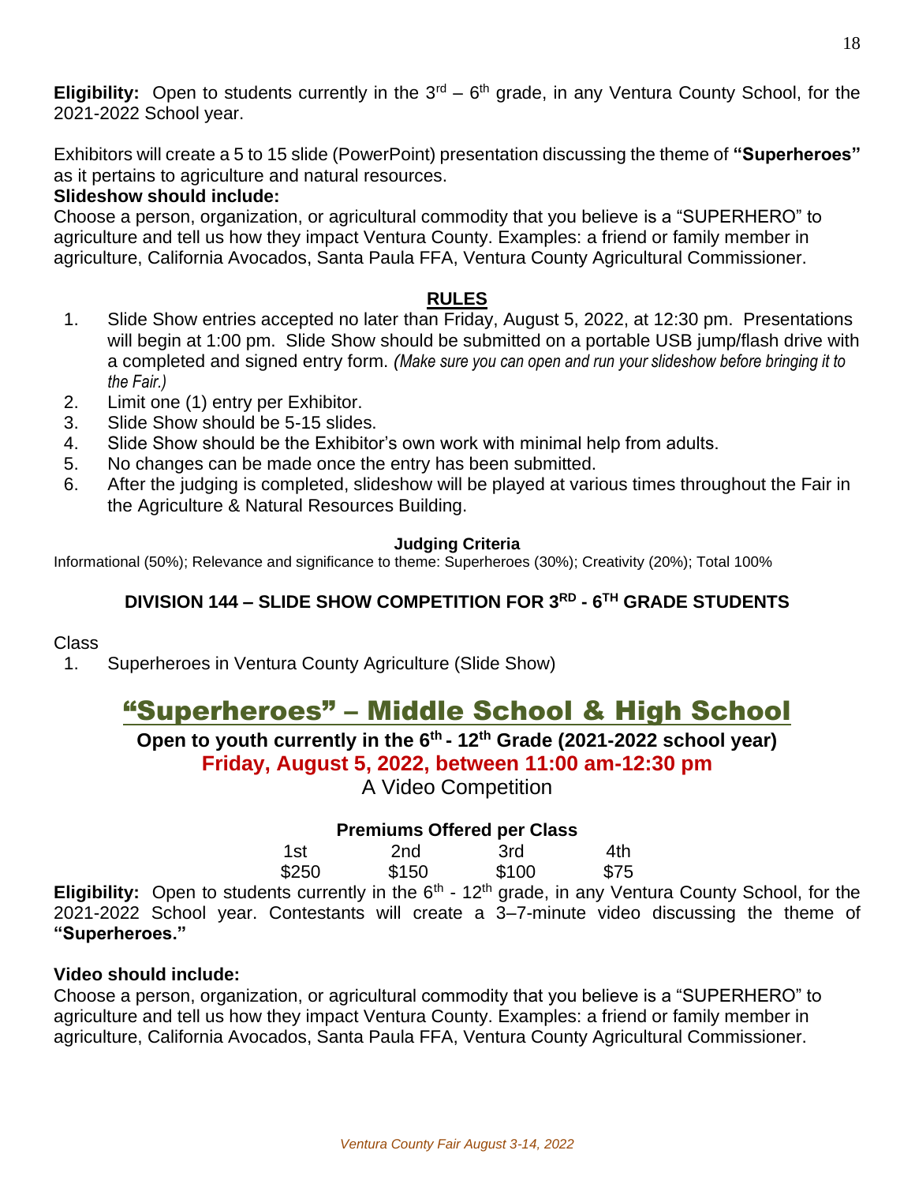**Eligibility:** Open to students currently in the 3rd – 6th grade, in any Ventura County School, for the 2021-2022 School year.

Exhibitors will create a 5 to 15 slide (PowerPoint) presentation discussing the theme of **"Superheroes"** as it pertains to agriculture and natural resources.

**Slideshow should include:**

Choose a person, organization, or agricultural commodity that you believe is a "SUPERHERO" to agriculture and tell us how they impact Ventura County. Examples: a friend or family member in agriculture, California Avocados, Santa Paula FFA, Ventura County Agricultural Commissioner.

## RULES

1. Slide Show entries accepted no later than Friday, August 5, 2022, at 12:30 pm. Presentations will begin at 1:00 pm. Slide Show should be submitted on a portable USB jump/flash drive with a completed and signed entry form. *(Make sure you can open and run your slideshow before bringing it to the Fair.)*
2. Limit one (1) entry per Exhibitor.
3. Slide Show should be 5-15 slides.
4. Slide Show should be the Exhibitor's own work with minimal help from adults.
5. No changes can be made once the entry has been submitted.
6. After the judging is completed, slideshow will be played at various times throughout the Fair in the Agriculture & Natural Resources Building.

**Judging Criteria**

Informational (50%); Relevance and significance to theme: Superheroes (30%); Creativity (20%); Total 100%

### DIVISION 144 – SLIDE SHOW COMPETITION FOR 3RD - 6TH GRADE STUDENTS

Class

1. Superheroes in Ventura County Agriculture (Slide Show)

## "Superheroes" – Middle School & High School

**Open to youth currently in the 6th - 12th Grade (2021-2022 school year)**

**Friday, August 5, 2022, between 11:00 am-12:30 pm**

A Video Competition

**Premiums Offered per Class**

| 1st | 2nd | 3rd | 4th |
|---|---|---|---|
| $250 | $150 | $100 | $75 |

**Eligibility:** Open to students currently in the 6th - 12th grade, in any Ventura County School, for the 2021-2022 School year. Contestants will create a 3–7-minute video discussing the theme of **"Superheroes."**

**Video should include:**

Choose a person, organization, or agricultural commodity that you believe is a "SUPERHERO" to agriculture and tell us how they impact Ventura County. Examples: a friend or family member in agriculture, California Avocados, Santa Paula FFA, Ventura County Agricultural Commissioner.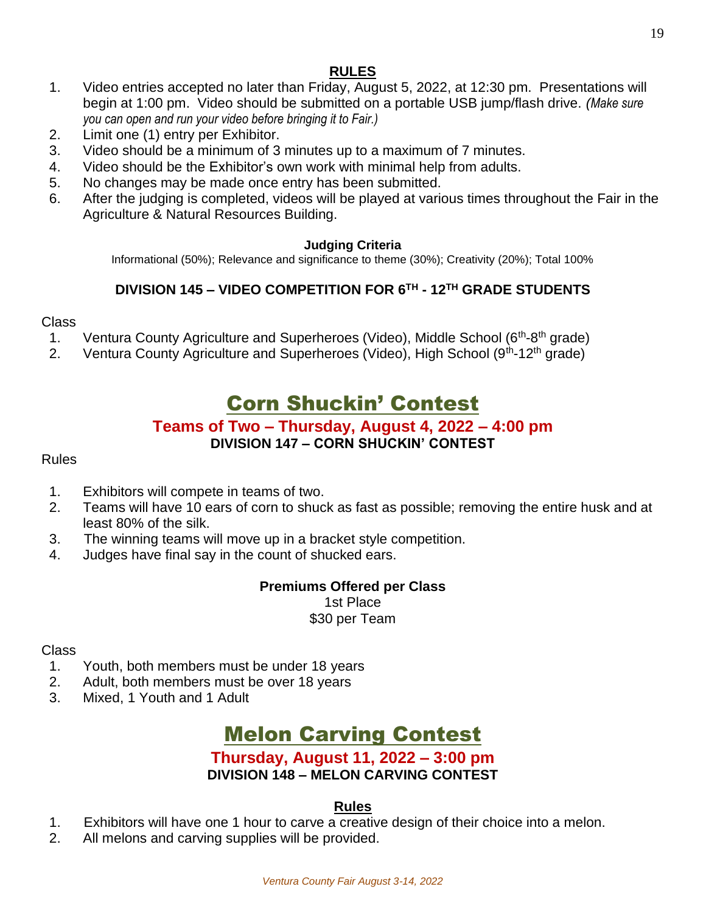## RULES

1. Video entries accepted no later than Friday, August 5, 2022, at 12:30 pm. Presentations will begin at 1:00 pm. Video should be submitted on a portable USB jump/flash drive. *(Make sure you can open and run your video before bringing it to Fair.)*
2. Limit one (1) entry per Exhibitor.
3. Video should be a minimum of 3 minutes up to a maximum of 7 minutes.
4. Video should be the Exhibitor's own work with minimal help from adults.
5. No changes may be made once entry has been submitted.
6. After the judging is completed, videos will be played at various times throughout the Fair in the Agriculture & Natural Resources Building.

**Judging Criteria**

Informational (50%); Relevance and significance to theme (30%); Creativity (20%); Total 100%

### DIVISION 145 – VIDEO COMPETITION FOR 6TH - 12TH GRADE STUDENTS

Class

1. Ventura County Agriculture and Superheroes (Video), Middle School (6th-8th grade)
2. Ventura County Agriculture and Superheroes (Video), High School (9th-12th grade)

# Corn Shuckin' Contest

## Teams of Two – Thursday, August 4, 2022 – 4:00 pm

### DIVISION 147 – CORN SHUCKIN' CONTEST

Rules

1. Exhibitors will compete in teams of two.
2. Teams will have 10 ears of corn to shuck as fast as possible; removing the entire husk and at least 80% of the silk.
3. The winning teams will move up in a bracket style competition.
4. Judges have final say in the count of shucked ears.

**Premiums Offered per Class**

1st Place
$30 per Team

Class

1. Youth, both members must be under 18 years
2. Adult, both members must be over 18 years
3. Mixed, 1 Youth and 1 Adult

# Melon Carving Contest

## Thursday, August 11, 2022 – 3:00 pm

### DIVISION 148 – MELON CARVING CONTEST

**Rules**

1. Exhibitors will have one 1 hour to carve a creative design of their choice into a melon.
2. All melons and carving supplies will be provided.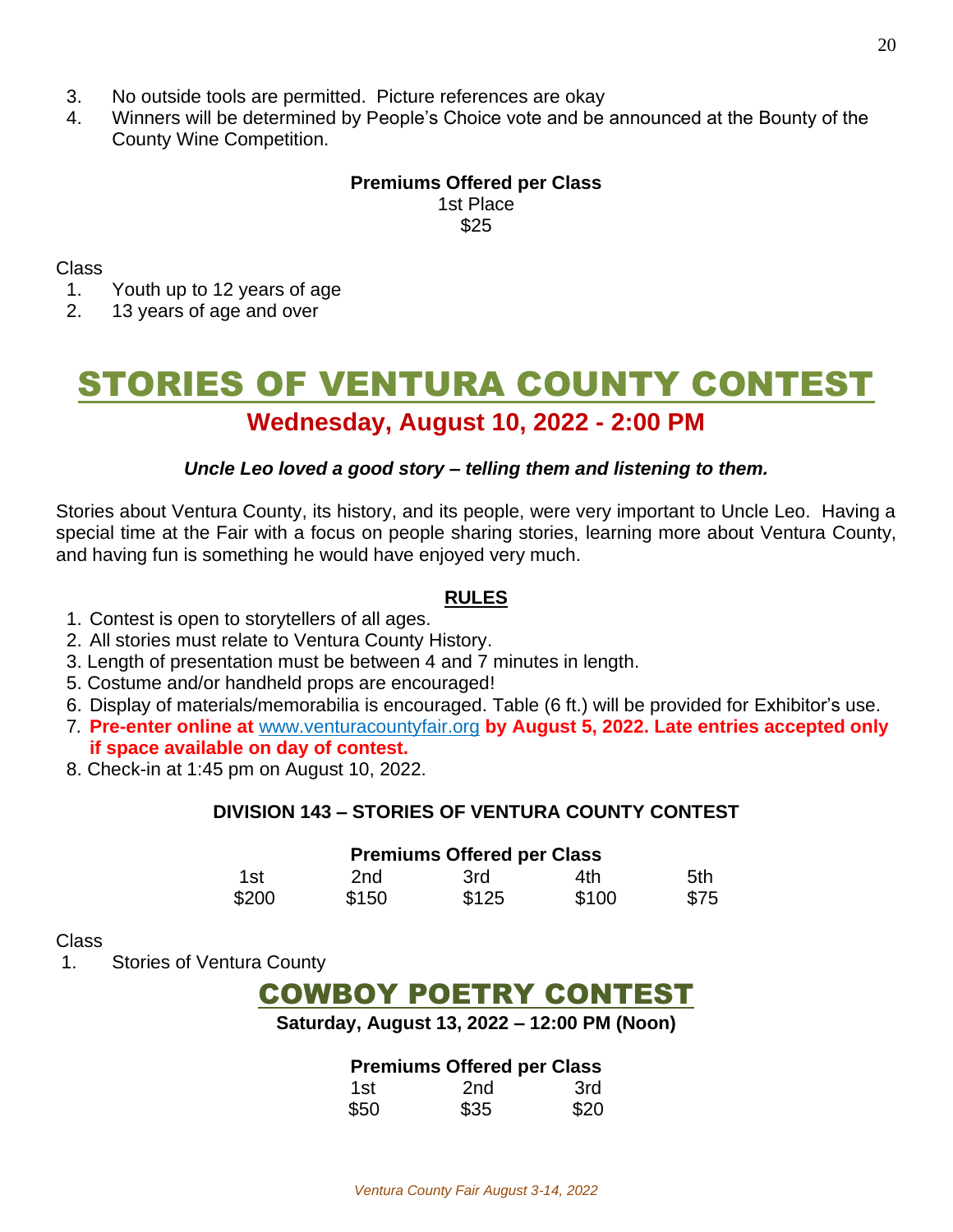3. No outside tools are permitted. Picture references are okay
4. Winners will be determined by People's Choice vote and be announced at the Bounty of the County Wine Competition.

**Premiums Offered per Class**

| 1st Place |
|---|
| $25 |

Class
1. Youth up to 12 years of age
2. 13 years of age and over

# STORIES OF VENTURA COUNTY CONTEST

## Wednesday, August 10, 2022 - 2:00 PM

***Uncle Leo loved a good story – telling them and listening to them.***

Stories about Ventura County, its history, and its people, were very important to Uncle Leo. Having a special time at the Fair with a focus on people sharing stories, learning more about Ventura County, and having fun is something he would have enjoyed very much.

**RULES**

1. Contest is open to storytellers of all ages.
2. All stories must relate to Ventura County History.
3. Length of presentation must be between 4 and 7 minutes in length.
5. Costume and/or handheld props are encouraged!
6. Display of materials/memorabilia is encouraged. Table (6 ft.) will be provided for Exhibitor's use.
7. **Pre-enter online at** www.venturacountyfair.org **by August 5, 2022. Late entries accepted only if space available on day of contest.**
8. Check-in at 1:45 pm on August 10, 2022.

**DIVISION 143 – STORIES OF VENTURA COUNTY CONTEST**

**Premiums Offered per Class**

| 1st | 2nd | 3rd | 4th | 5th |
|---|---|---|---|---|
| $200 | $150 | $125 | $100 | $75 |

Class
1. Stories of Ventura County

# COWBOY POETRY CONTEST

**Saturday, August 13, 2022 – 12:00 PM (Noon)**

**Premiums Offered per Class**

| 1st | 2nd | 3rd |
|---|---|---|
| $50 | $35 | $20 |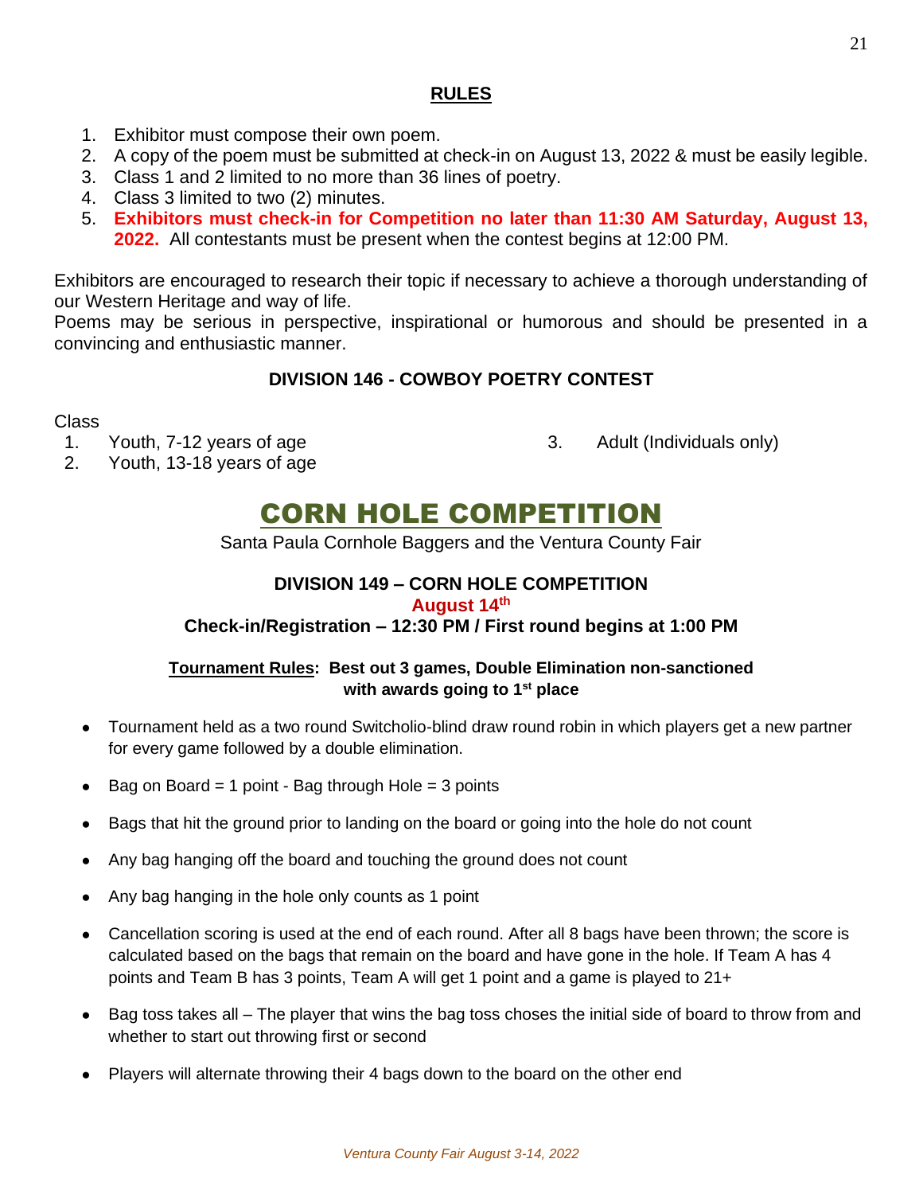## RULES

1. Exhibitor must compose their own poem.
2. A copy of the poem must be submitted at check-in on August 13, 2022 & must be easily legible.
3. Class 1 and 2 limited to no more than 36 lines of poetry.
4. Class 3 limited to two (2) minutes.
5. **Exhibitors must check-in for Competition no later than 11:30 AM Saturday, August 13, 2022.** All contestants must be present when the contest begins at 12:00 PM.

Exhibitors are encouraged to research their topic if necessary to achieve a thorough understanding of our Western Heritage and way of life.
Poems may be serious in perspective, inspirational or humorous and should be presented in a convincing and enthusiastic manner.

### DIVISION 146 - COWBOY POETRY CONTEST

Class
1. Youth, 7-12 years of age
2. Youth, 13-18 years of age
3. Adult (Individuals only)

# CORN HOLE COMPETITION

Santa Paula Cornhole Baggers and the Ventura County Fair

### DIVISION 149 – CORN HOLE COMPETITION

**August 14th**

**Check-in/Registration – 12:30 PM / First round begins at 1:00 PM**

**Tournament Rules: Best out 3 games, Double Elimination non-sanctioned with awards going to 1st place**

- Tournament held as a two round Switcholio-blind draw round robin in which players get a new partner for every game followed by a double elimination.
- Bag on Board = 1 point - Bag through Hole = 3 points
- Bags that hit the ground prior to landing on the board or going into the hole do not count
- Any bag hanging off the board and touching the ground does not count
- Any bag hanging in the hole only counts as 1 point
- Cancellation scoring is used at the end of each round. After all 8 bags have been thrown; the score is calculated based on the bags that remain on the board and have gone in the hole. If Team A has 4 points and Team B has 3 points, Team A will get 1 point and a game is played to 21+
- Bag toss takes all – The player that wins the bag toss choses the initial side of board to throw from and whether to start out throwing first or second
- Players will alternate throwing their 4 bags down to the board on the other end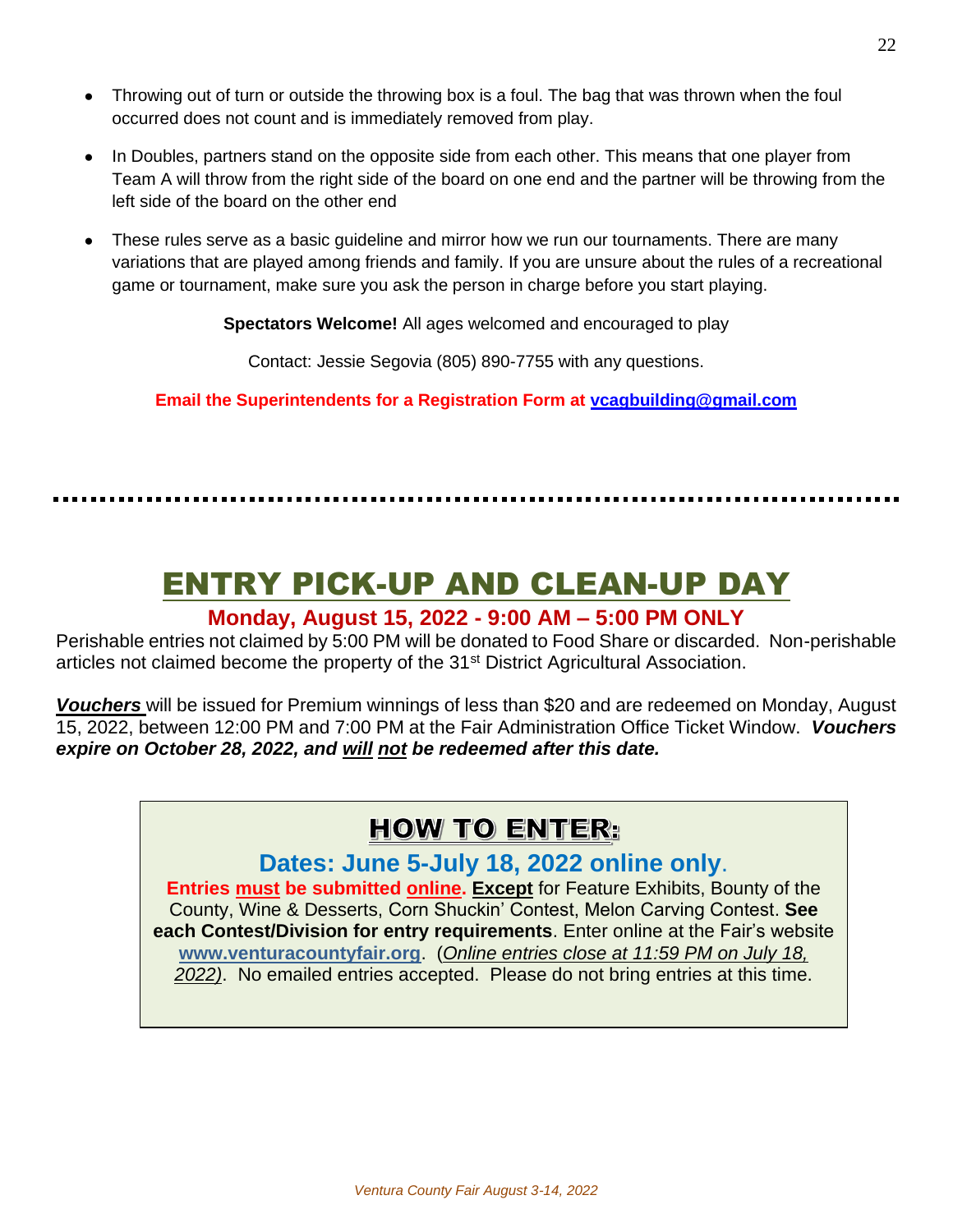- Throwing out of turn or outside the throwing box is a foul. The bag that was thrown when the foul occurred does not count and is immediately removed from play.
- In Doubles, partners stand on the opposite side from each other. This means that one player from Team A will throw from the right side of the board on one end and the partner will be throwing from the left side of the board on the other end
- These rules serve as a basic guideline and mirror how we run our tournaments. There are many variations that are played among friends and family. If you are unsure about the rules of a recreational game or tournament, make sure you ask the person in charge before you start playing.

**Spectators Welcome!** All ages welcomed and encouraged to play

Contact: Jessie Segovia (805) 890-7755 with any questions.

**Email the Superintendents for a Registration Form at vcagbuilding@gmail.com**

---

# ENTRY PICK-UP AND CLEAN-UP DAY

**Monday, August 15, 2022 - 9:00 AM – 5:00 PM ONLY**

Perishable entries not claimed by 5:00 PM will be donated to Food Share or discarded. Non-perishable articles not claimed become the property of the 31st District Agricultural Association.

***Vouchers*** will be issued for Premium winnings of less than $20 and are redeemed on Monday, August 15, 2022, between 12:00 PM and 7:00 PM at the Fair Administration Office Ticket Window. ***Vouchers expire on October 28, 2022, and will not be redeemed after this date.***

## HOW TO ENTER:

**Dates: June 5-July 18, 2022 online only.**

**Entries must be submitted online. Except** for Feature Exhibits, Bounty of the County, Wine & Desserts, Corn Shuckin' Contest, Melon Carving Contest. **See each Contest/Division for entry requirements**. Enter online at the Fair's website **www.venturacountyfair.org**. (*Online entries close at 11:59 PM on July 18, 2022)*. No emailed entries accepted. Please do not bring entries at this time.